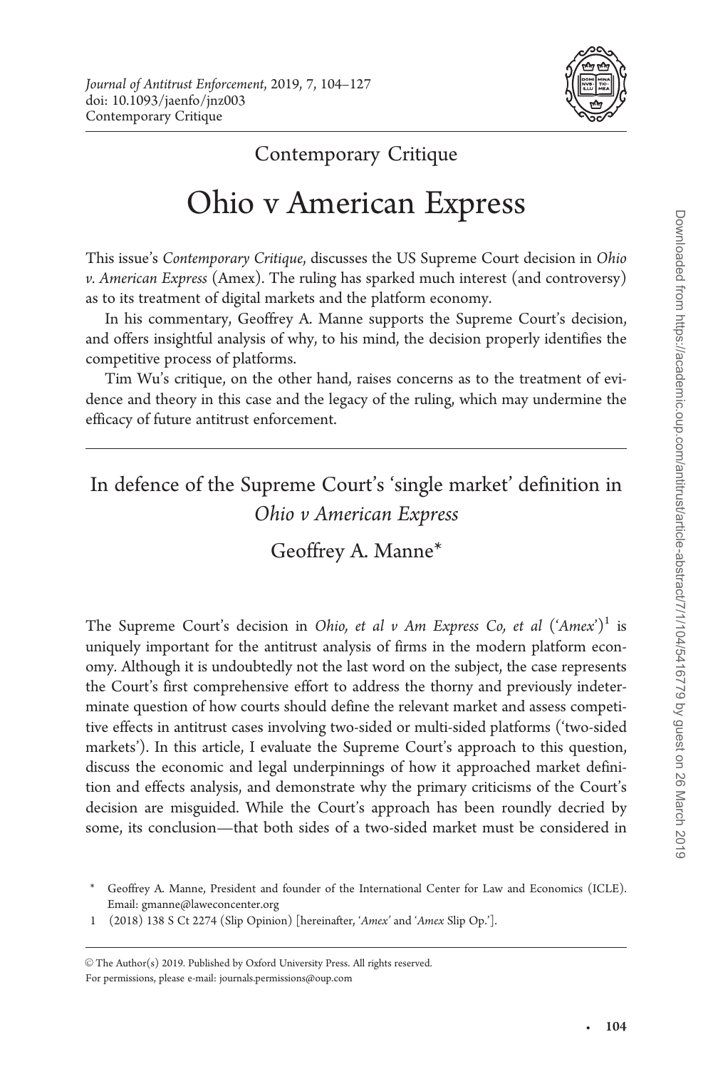# Contemporary Critique

# Ohio v American Express

This issue's *Contemporary Critique*, discusses the US Supreme Court decision in *Ohio v. American Express* (Amex). The ruling has sparked much interest (and controversy) as to its treatment of digital markets and the platform economy.

In his commentary, Geoffrey A. Manne supports the Supreme Court's decision, and offers insightful analysis of why, to his mind, the decision properly identifies the competitive process of platforms.

Tim Wu's critique, on the other hand, raises concerns as to the treatment of evidence and theory in this case and the legacy of the ruling, which may undermine the efficacy of future antitrust enforcement.

---

## In defence of the Supreme Court's 'single market' definition in *Ohio v American Express*

### Geoffrey A. Manne*

The Supreme Court's decision in *Ohio, et al v Am Express Co, et al* ('*Amex*')[1] is uniquely important for the antitrust analysis of firms in the modern platform economy. Although it is undoubtedly not the last word on the subject, the case represents the Court's first comprehensive effort to address the thorny and previously indeterminate question of how courts should define the relevant market and assess competitive effects in antitrust cases involving two-sided or multi-sided platforms ('two-sided markets'). In this article, I evaluate the Supreme Court's approach to this question, discuss the economic and legal underpinnings of how it approached market definition and effects analysis, and demonstrate why the primary criticisms of the Court's decision are misguided. While the Court's approach has been roundly decried by some, its conclusion—that both sides of a two-sided market must be considered in

---

\* Geoffrey A. Manne, President and founder of the International Center for Law and Economics (ICLE). Email: gmanne@laweconcenter.org

1 (2018) 138 S Ct 2274 (Slip Opinion) [hereinafter, '*Amex*' and '*Amex* Slip Op.'].

© The Author(s) 2019. Published by Oxford University Press. All rights reserved.
For permissions, please e-mail: journals.permissions@oup.com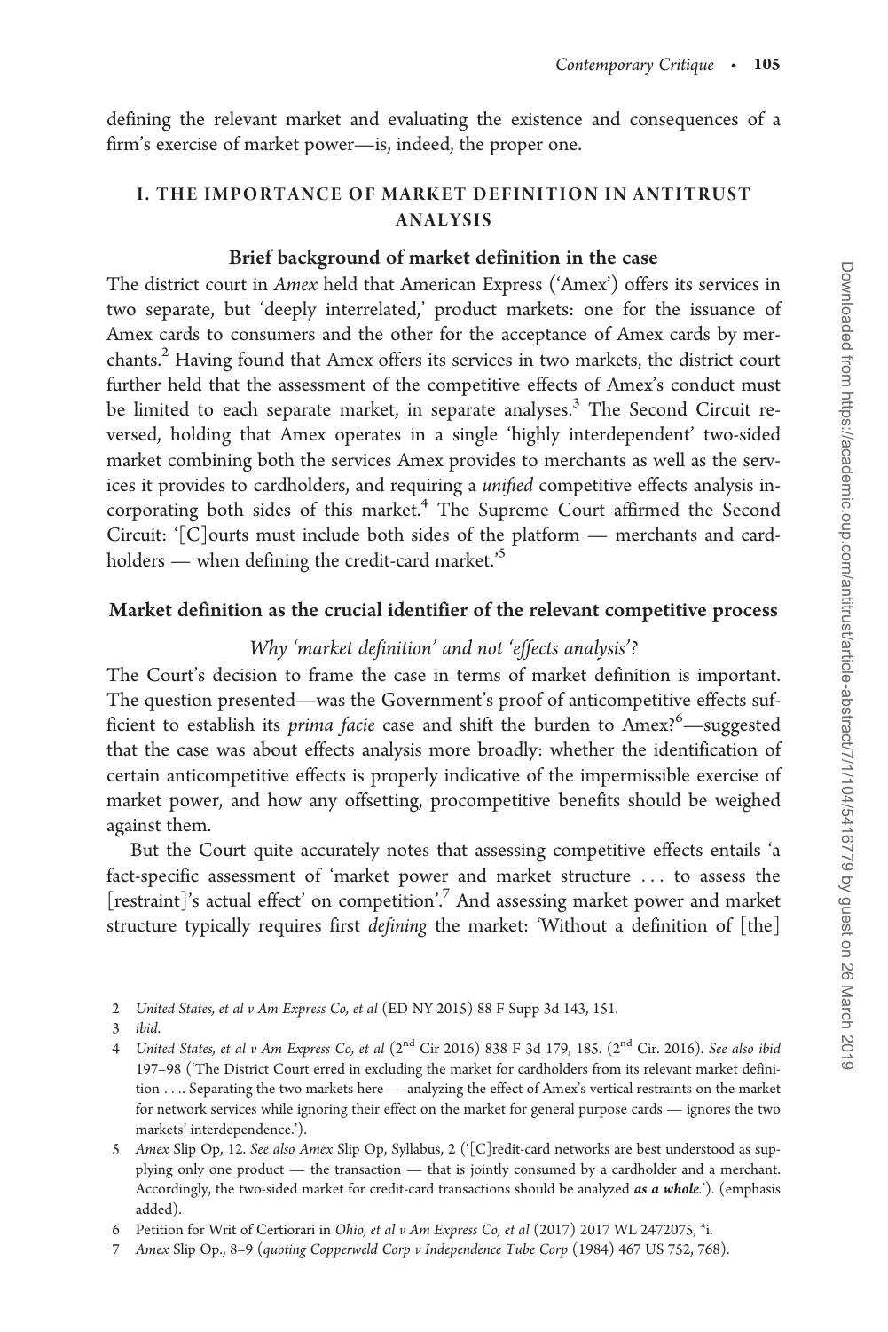defining the relevant market and evaluating the existence and consequences of a firm's exercise of market power—is, indeed, the proper one.

## I. THE IMPORTANCE OF MARKET DEFINITION IN ANTITRUST ANALYSIS

### Brief background of market definition in the case

The district court in *Amex* held that American Express ('Amex') offers its services in two separate, but 'deeply interrelated,' product markets: one for the issuance of Amex cards to consumers and the other for the acceptance of Amex cards by merchants.[2] Having found that Amex offers its services in two markets, the district court further held that the assessment of the competitive effects of Amex's conduct must be limited to each separate market, in separate analyses.[3] The Second Circuit reversed, holding that Amex operates in a single 'highly interdependent' two-sided market combining both the services Amex provides to merchants as well as the services it provides to cardholders, and requiring a *unified* competitive effects analysis incorporating both sides of this market.[4] The Supreme Court affirmed the Second Circuit: '[C]ourts must include both sides of the platform — merchants and cardholders — when defining the credit-card market.'[5]

### Market definition as the crucial identifier of the relevant competitive process

#### *Why 'market definition' and not 'effects analysis'?*

The Court's decision to frame the case in terms of market definition is important. The question presented—was the Government's proof of anticompetitive effects sufficient to establish its *prima facie* case and shift the burden to Amex?[6]—suggested that the case was about effects analysis more broadly: whether the identification of certain anticompetitive effects is properly indicative of the impermissible exercise of market power, and how any offsetting, procompetitive benefits should be weighed against them.

But the Court quite accurately notes that assessing competitive effects entails 'a fact-specific assessment of 'market power and market structure … to assess the [restraint]'s actual effect' on competition'.[7] And assessing market power and market structure typically requires first *defining* the market: 'Without a definition of [the]

---

2 *United States, et al v Am Express Co, et al* (ED NY 2015) 88 F Supp 3d 143, 151.

3 *ibid*.

4 *United States, et al v Am Express Co, et al* (2nd Cir 2016) 838 F 3d 179, 185. (2nd Cir. 2016). *See also ibid* 197–98 ('The District Court erred in excluding the market for cardholders from its relevant market definition . . .. Separating the two markets here — analyzing the effect of Amex's vertical restraints on the market for network services while ignoring their effect on the market for general purpose cards — ignores the two markets' interdependence.').

5 *Amex* Slip Op, 12. *See also Amex* Slip Op, Syllabus, 2 ('[C]redit-card networks are best understood as supplying only one product — the transaction — that is jointly consumed by a cardholder and a merchant. Accordingly, the two-sided market for credit-card transactions should be analyzed ***as a whole***.'). (emphasis added).

6 Petition for Writ of Certiorari in *Ohio, et al v Am Express Co, et al* (2017) 2017 WL 2472075, *i.

7 *Amex* Slip Op., 8–9 (*quoting Copperweld Corp v Independence Tube Corp* (1984) 467 US 752, 768).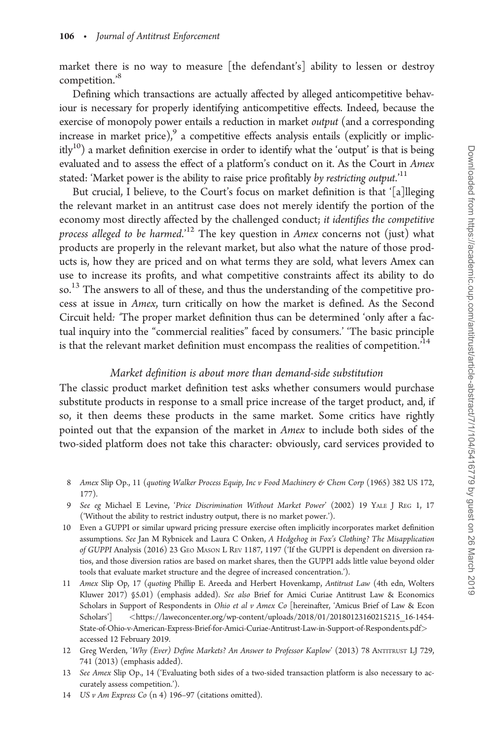market there is no way to measure [the defendant's] ability to lessen or destroy competition.'[8]

Defining which transactions are actually affected by alleged anticompetitive behaviour is necessary for properly identifying anticompetitive effects. Indeed, because the exercise of monopoly power entails a reduction in market *output* (and a corresponding increase in market price),[9] a competitive effects analysis entails (explicitly or implicitly[10]) a market definition exercise in order to identify what the 'output' is that is being evaluated and to assess the effect of a platform's conduct on it. As the Court in *Amex* stated: 'Market power is the ability to raise price profitably *by restricting output*.'[11]

But crucial, I believe, to the Court's focus on market definition is that '[a]lleging the relevant market in an antitrust case does not merely identify the portion of the economy most directly affected by the challenged conduct; *it identifies the competitive process alleged to be harmed*.'[12] The key question in *Amex* concerns not (just) what products are properly in the relevant market, but also what the nature of those products is, how they are priced and on what terms they are sold, what levers Amex can use to increase its profits, and what competitive constraints affect its ability to do so.[13] The answers to all of these, and thus the understanding of the competitive process at issue in *Amex*, turn critically on how the market is defined. As the Second Circuit held: 'The proper market definition thus can be determined 'only after a factual inquiry into the "commercial realities" faced by consumers.' 'The basic principle is that the relevant market definition must encompass the realities of competition.'[14]

*Market definition is about more than demand-side substitution*

The classic product market definition test asks whether consumers would purchase substitute products in response to a small price increase of the target product, and, if so, it then deems these products in the same market. Some critics have rightly pointed out that the expansion of the market in *Amex* to include both sides of the two-sided platform does not take this character: obviously, card services provided to

8 *Amex* Slip Op., 11 (*quoting Walker Process Equip, Inc v Food Machinery & Chem Corp* (1965) 382 US 172, 177).

9 *See eg* Michael E Levine, '*Price Discrimination Without Market Power*' (2002) 19 YALE J REG 1, 17 ('Without the ability to restrict industry output, there is no market power.').

10 Even a GUPPI or similar upward pricing pressure exercise often implicitly incorporates market definition assumptions. *See* Jan M Rybnicek and Laura C Onken, *A Hedgehog in Fox's Clothing? The Misapplication of GUPPI Analysis* (2016) 23 GEO MASON L REV 1187, 1197 ('If the GUPPI is dependent on diversion ratios, and those diversion ratios are based on market shares, then the GUPPI adds little value beyond older tools that evaluate market structure and the degree of increased concentration.').

11 *Amex* Slip Op, 17 (*quoting* Phillip E. Areeda and Herbert Hovenkamp, *Antitrust Law* (4th edn, Wolters Kluwer 2017) §5.01) (emphasis added). *See also* Brief for Amici Curiae Antitrust Law & Economics Scholars in Support of Respondents in *Ohio et al v Amex Co* [hereinafter, 'Amicus Brief of Law & Econ Scholars'] <https://laweconcenter.org/wp-content/uploads/2018/01/20180123160215215_16-1454-State-of-Ohio-v-American-Express-Brief-for-Amici-Curiae-Antitrust-Law-in-Support-of-Respondents.pdf> accessed 12 February 2019.

12 Greg Werden, '*Why (Ever) Define Markets? An Answer to Professor Kaplow*' (2013) 78 ANTITRUST LJ 729, 741 (2013) (emphasis added).

13 *See Amex* Slip Op., 14 ('Evaluating both sides of a two-sided transaction platform is also necessary to accurately assess competition.').

14 *US v Am Express Co* (n 4) 196–97 (citations omitted).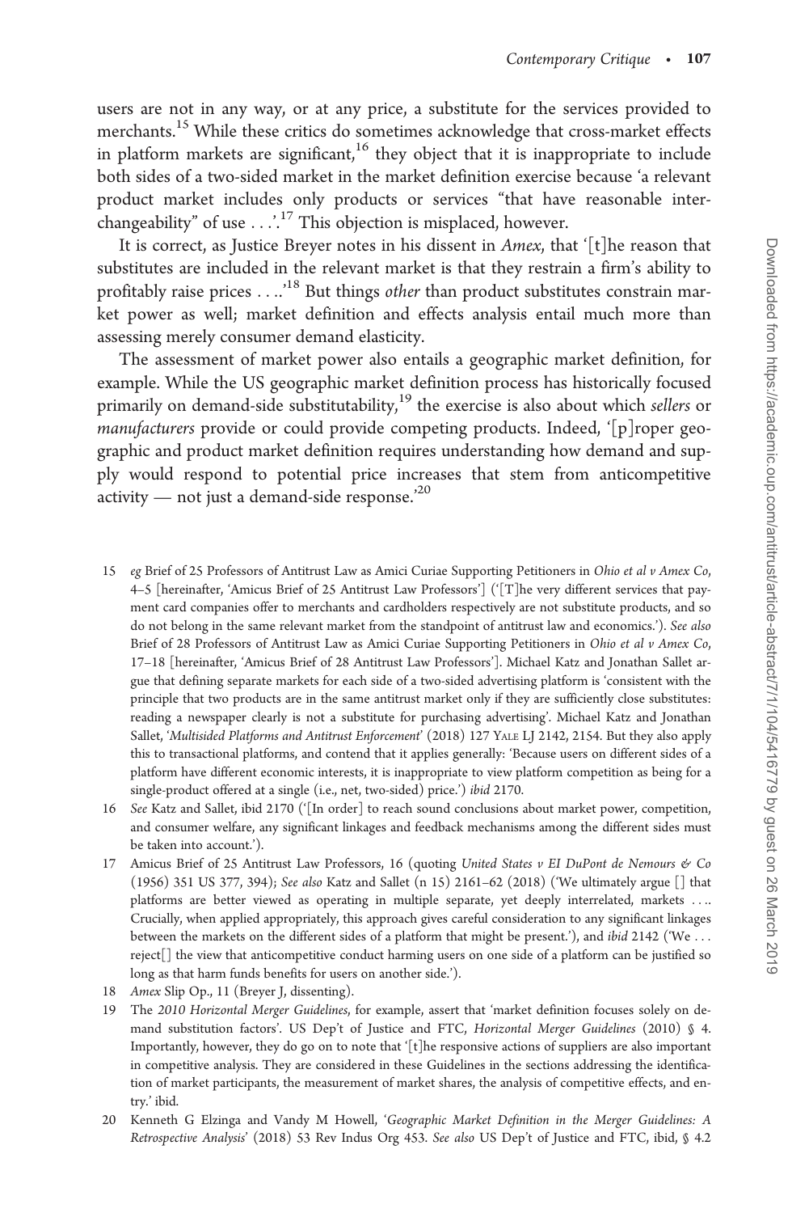users are not in any way, or at any price, a substitute for the services provided to merchants.[15] While these critics do sometimes acknowledge that cross-market effects in platform markets are significant,[16] they object that it is inappropriate to include both sides of a two-sided market in the market definition exercise because 'a relevant product market includes only products or services "that have reasonable interchangeability" of use . . .'.[17] This objection is misplaced, however.

It is correct, as Justice Breyer notes in his dissent in *Amex*, that '[t]he reason that substitutes are included in the relevant market is that they restrain a firm's ability to profitably raise prices . . ..'[18] But things *other* than product substitutes constrain market power as well; market definition and effects analysis entail much more than assessing merely consumer demand elasticity.

The assessment of market power also entails a geographic market definition, for example. While the US geographic market definition process has historically focused primarily on demand-side substitutability,[19] the exercise is also about which *sellers* or *manufacturers* provide or could provide competing products. Indeed, '[p]roper geographic and product market definition requires understanding how demand and supply would respond to potential price increases that stem from anticompetitive activity — not just a demand-side response.'[20]

---

15 eg Brief of 25 Professors of Antitrust Law as Amici Curiae Supporting Petitioners in *Ohio et al v Amex Co*, 4–5 [hereinafter, 'Amicus Brief of 25 Antitrust Law Professors'] ('[T]he very different services that payment card companies offer to merchants and cardholders respectively are not substitute products, and so do not belong in the same relevant market from the standpoint of antitrust law and economics.'). *See also* Brief of 28 Professors of Antitrust Law as Amici Curiae Supporting Petitioners in *Ohio et al v Amex Co*, 17–18 [hereinafter, 'Amicus Brief of 28 Antitrust Law Professors']. Michael Katz and Jonathan Sallet argue that defining separate markets for each side of a two-sided advertising platform is 'consistent with the principle that two products are in the same antitrust market only if they are sufficiently close substitutes: reading a newspaper clearly is not a substitute for purchasing advertising'. Michael Katz and Jonathan Sallet, '*Multisided Platforms and Antitrust Enforcement*' (2018) 127 YALE LJ 2142, 2154. But they also apply this to transactional platforms, and contend that it applies generally: 'Because users on different sides of a platform have different economic interests, it is inappropriate to view platform competition as being for a single-product offered at a single (i.e., net, two-sided) price.') *ibid* 2170.

16 *See* Katz and Sallet, ibid 2170 ('[In order] to reach sound conclusions about market power, competition, and consumer welfare, any significant linkages and feedback mechanisms among the different sides must be taken into account.').

17 Amicus Brief of 25 Antitrust Law Professors, 16 (quoting *United States v EI DuPont de Nemours & Co* (1956) 351 US 377, 394); *See also* Katz and Sallet (n 15) 2161–62 (2018) ('We ultimately argue [] that platforms are better viewed as operating in multiple separate, yet deeply interrelated, markets . . .. Crucially, when applied appropriately, this approach gives careful consideration to any significant linkages between the markets on the different sides of a platform that might be present.'), and *ibid* 2142 ('We . . . reject[] the view that anticompetitive conduct harming users on one side of a platform can be justified so long as that harm funds benefits for users on another side.').

18 *Amex* Slip Op., 11 (Breyer J, dissenting).

19 The *2010 Horizontal Merger Guidelines*, for example, assert that 'market definition focuses solely on demand substitution factors'. US Dep't of Justice and FTC, *Horizontal Merger Guidelines* (2010) § 4. Importantly, however, they do go on to note that '[t]he responsive actions of suppliers are also important in competitive analysis. They are considered in these Guidelines in the sections addressing the identification of market participants, the measurement of market shares, the analysis of competitive effects, and entry.' ibid.

20 Kenneth G Elzinga and Vandy M Howell, '*Geographic Market Definition in the Merger Guidelines: A Retrospective Analysis*' (2018) 53 Rev Indus Org 453. *See also* US Dep't of Justice and FTC, ibid, § 4.2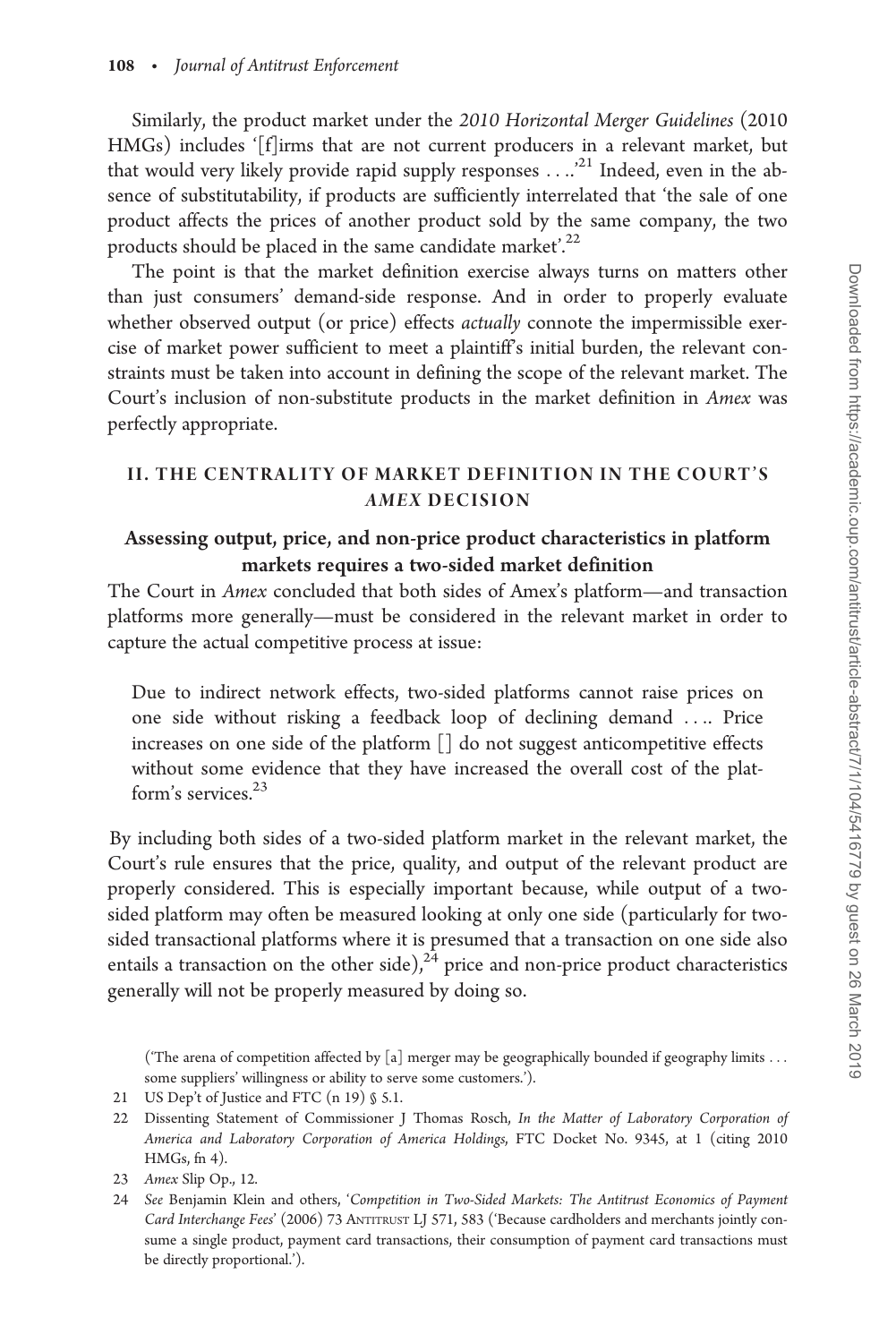Similarly, the product market under the *2010 Horizontal Merger Guidelines* (2010 HMGs) includes '[f]irms that are not current producers in a relevant market, but that would very likely provide rapid supply responses . . ..'[21] Indeed, even in the absence of substitutability, if products are sufficiently interrelated that 'the sale of one product affects the prices of another product sold by the same company, the two products should be placed in the same candidate market'.[22]

The point is that the market definition exercise always turns on matters other than just consumers' demand-side response. And in order to properly evaluate whether observed output (or price) effects *actually* connote the impermissible exercise of market power sufficient to meet a plaintiff's initial burden, the relevant constraints must be taken into account in defining the scope of the relevant market. The Court's inclusion of non-substitute products in the market definition in *Amex* was perfectly appropriate.

## II. THE CENTRALITY OF MARKET DEFINITION IN THE COURT'S *AMEX* DECISION

### Assessing output, price, and non-price product characteristics in platform markets requires a two-sided market definition

The Court in *Amex* concluded that both sides of Amex's platform—and transaction platforms more generally—must be considered in the relevant market in order to capture the actual competitive process at issue:

> Due to indirect network effects, two-sided platforms cannot raise prices on one side without risking a feedback loop of declining demand . . .. Price increases on one side of the platform [] do not suggest anticompetitive effects without some evidence that they have increased the overall cost of the platform's services.[23]

By including both sides of a two-sided platform market in the relevant market, the Court's rule ensures that the price, quality, and output of the relevant product are properly considered. This is especially important because, while output of a two-sided platform may often be measured looking at only one side (particularly for two-sided transactional platforms where it is presumed that a transaction on one side also entails a transaction on the other side),[24] price and non-price product characteristics generally will not be properly measured by doing so.

('The arena of competition affected by [a] merger may be geographically bounded if geography limits . . . some suppliers' willingness or ability to serve some customers.').

21 US Dep't of Justice and FTC (n 19) § 5.1.

22 Dissenting Statement of Commissioner J Thomas Rosch, *In the Matter of Laboratory Corporation of America and Laboratory Corporation of America Holdings*, FTC Docket No. 9345, at 1 (citing 2010 HMGs, fn 4).

23 *Amex* Slip Op., 12.

24 *See* Benjamin Klein and others, '*Competition in Two-Sided Markets: The Antitrust Economics of Payment Card Interchange Fees*' (2006) 73 ANTITRUST LJ 571, 583 ('Because cardholders and merchants jointly consume a single product, payment card transactions, their consumption of payment card transactions must be directly proportional.').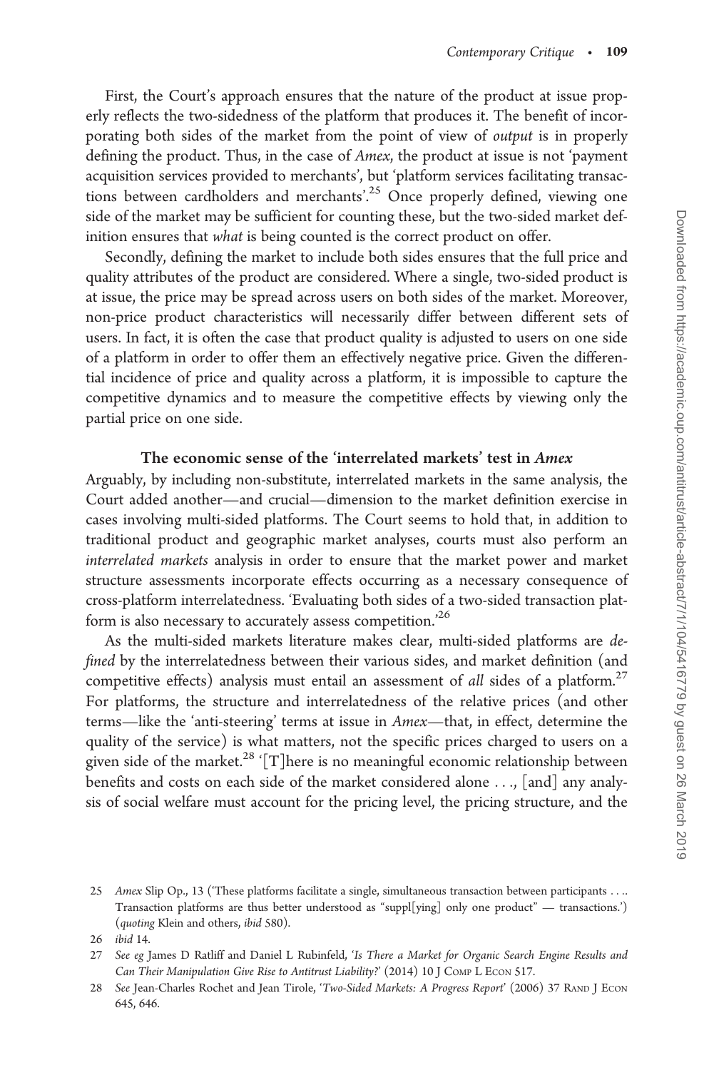First, the Court's approach ensures that the nature of the product at issue properly reflects the two-sidedness of the platform that produces it. The benefit of incorporating both sides of the market from the point of view of *output* is in properly defining the product. Thus, in the case of *Amex*, the product at issue is not 'payment acquisition services provided to merchants', but 'platform services facilitating transactions between cardholders and merchants'.[25] Once properly defined, viewing one side of the market may be sufficient for counting these, but the two-sided market definition ensures that *what* is being counted is the correct product on offer.

Secondly, defining the market to include both sides ensures that the full price and quality attributes of the product are considered. Where a single, two-sided product is at issue, the price may be spread across users on both sides of the market. Moreover, non-price product characteristics will necessarily differ between different sets of users. In fact, it is often the case that product quality is adjusted to users on one side of a platform in order to offer them an effectively negative price. Given the differential incidence of price and quality across a platform, it is impossible to capture the competitive dynamics and to measure the competitive effects by viewing only the partial price on one side.

### The economic sense of the 'interrelated markets' test in *Amex*

Arguably, by including non-substitute, interrelated markets in the same analysis, the Court added another—and crucial—dimension to the market definition exercise in cases involving multi-sided platforms. The Court seems to hold that, in addition to traditional product and geographic market analyses, courts must also perform an *interrelated markets* analysis in order to ensure that the market power and market structure assessments incorporate effects occurring as a necessary consequence of cross-platform interrelatedness. 'Evaluating both sides of a two-sided transaction platform is also necessary to accurately assess competition.'[26]

As the multi-sided markets literature makes clear, multi-sided platforms are *defined* by the interrelatedness between their various sides, and market definition (and competitive effects) analysis must entail an assessment of *all* sides of a platform.[27] For platforms, the structure and interrelatedness of the relative prices (and other terms—like the 'anti-steering' terms at issue in *Amex*—that, in effect, determine the quality of the service) is what matters, not the specific prices charged to users on a given side of the market.[28] '[T]here is no meaningful economic relationship between benefits and costs on each side of the market considered alone . . ., [and] any analysis of social welfare must account for the pricing level, the pricing structure, and the

---

25 *Amex* Slip Op., 13 ('These platforms facilitate a single, simultaneous transaction between participants . . .. Transaction platforms are thus better understood as "suppl[ying] only one product" — transactions.') (*quoting* Klein and others, *ibid* 580).

26 *ibid* 14.

27 *See eg* James D Ratliff and Daniel L Rubinfeld, '*Is There a Market for Organic Search Engine Results and Can Their Manipulation Give Rise to Antitrust Liability?*' (2014) 10 J Comp L Econ 517.

28 *See* Jean-Charles Rochet and Jean Tirole, '*Two-Sided Markets: A Progress Report*' (2006) 37 Rand J Econ 645, 646.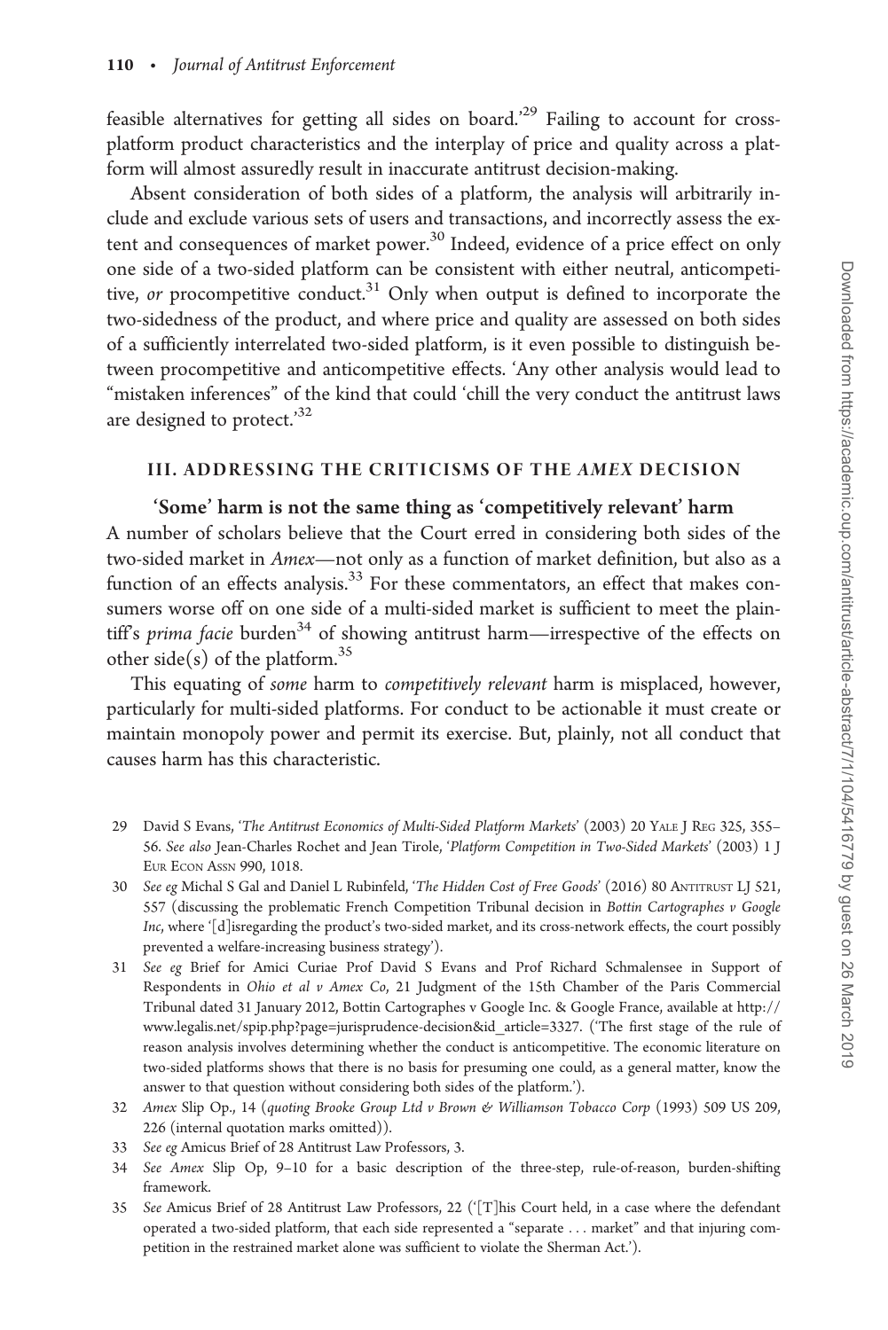feasible alternatives for getting all sides on board.'[29] Failing to account for cross-platform product characteristics and the interplay of price and quality across a platform will almost assuredly result in inaccurate antitrust decision-making.

Absent consideration of both sides of a platform, the analysis will arbitrarily include and exclude various sets of users and transactions, and incorrectly assess the extent and consequences of market power.[30] Indeed, evidence of a price effect on only one side of a two-sided platform can be consistent with either neutral, anticompetitive, *or* procompetitive conduct.[31] Only when output is defined to incorporate the two-sidedness of the product, and where price and quality are assessed on both sides of a sufficiently interrelated two-sided platform, is it even possible to distinguish between procompetitive and anticompetitive effects. 'Any other analysis would lead to "mistaken inferences" of the kind that could 'chill the very conduct the antitrust laws are designed to protect.'[32]

## III. ADDRESSING THE CRITICISMS OF THE *AMEX* DECISION

### 'Some' harm is not the same thing as 'competitively relevant' harm

A number of scholars believe that the Court erred in considering both sides of the two-sided market in *Amex*—not only as a function of market definition, but also as a function of an effects analysis.[33] For these commentators, an effect that makes consumers worse off on one side of a multi-sided market is sufficient to meet the plaintiff's *prima facie* burden[34] of showing antitrust harm—irrespective of the effects on other side(s) of the platform.[35]

This equating of *some* harm to *competitively relevant* harm is misplaced, however, particularly for multi-sided platforms. For conduct to be actionable it must create or maintain monopoly power and permit its exercise. But, plainly, not all conduct that causes harm has this characteristic.

29 David S Evans, '*The Antitrust Economics of Multi-Sided Platform Markets*' (2003) 20 Yale J Reg 325, 355–56. *See also* Jean-Charles Rochet and Jean Tirole, '*Platform Competition in Two-Sided Markets*' (2003) 1 J Eur Econ Assn 990, 1018.

30 *See eg* Michal S Gal and Daniel L Rubinfeld, '*The Hidden Cost of Free Goods*' (2016) 80 Antitrust LJ 521, 557 (discussing the problematic French Competition Tribunal decision in *Bottin Cartographes v Google Inc*, where '[d]isregarding the product's two-sided market, and its cross-network effects, the court possibly prevented a welfare-increasing business strategy').

31 *See eg* Brief for Amici Curiae Prof David S Evans and Prof Richard Schmalensee in Support of Respondents in *Ohio et al v Amex Co*, 21 Judgment of the 15th Chamber of the Paris Commercial Tribunal dated 31 January 2012, Bottin Cartographes v Google Inc. & Google France, available at http://www.legalis.net/spip.php?page=jurisprudence-decision&id_article=3327. ('The first stage of the rule of reason analysis involves determining whether the conduct is anticompetitive. The economic literature on two-sided platforms shows that there is no basis for presuming one could, as a general matter, know the answer to that question without considering both sides of the platform.').

32 *Amex* Slip Op., 14 (*quoting Brooke Group Ltd v Brown & Williamson Tobacco Corp* (1993) 509 US 209, 226 (internal quotation marks omitted)).

33 *See eg* Amicus Brief of 28 Antitrust Law Professors, 3.

34 *See Amex* Slip Op, 9–10 for a basic description of the three-step, rule-of-reason, burden-shifting framework.

35 *See* Amicus Brief of 28 Antitrust Law Professors, 22 ('[T]his Court held, in a case where the defendant operated a two-sided platform, that each side represented a "separate ... market" and that injuring competition in the restrained market alone was sufficient to violate the Sherman Act.').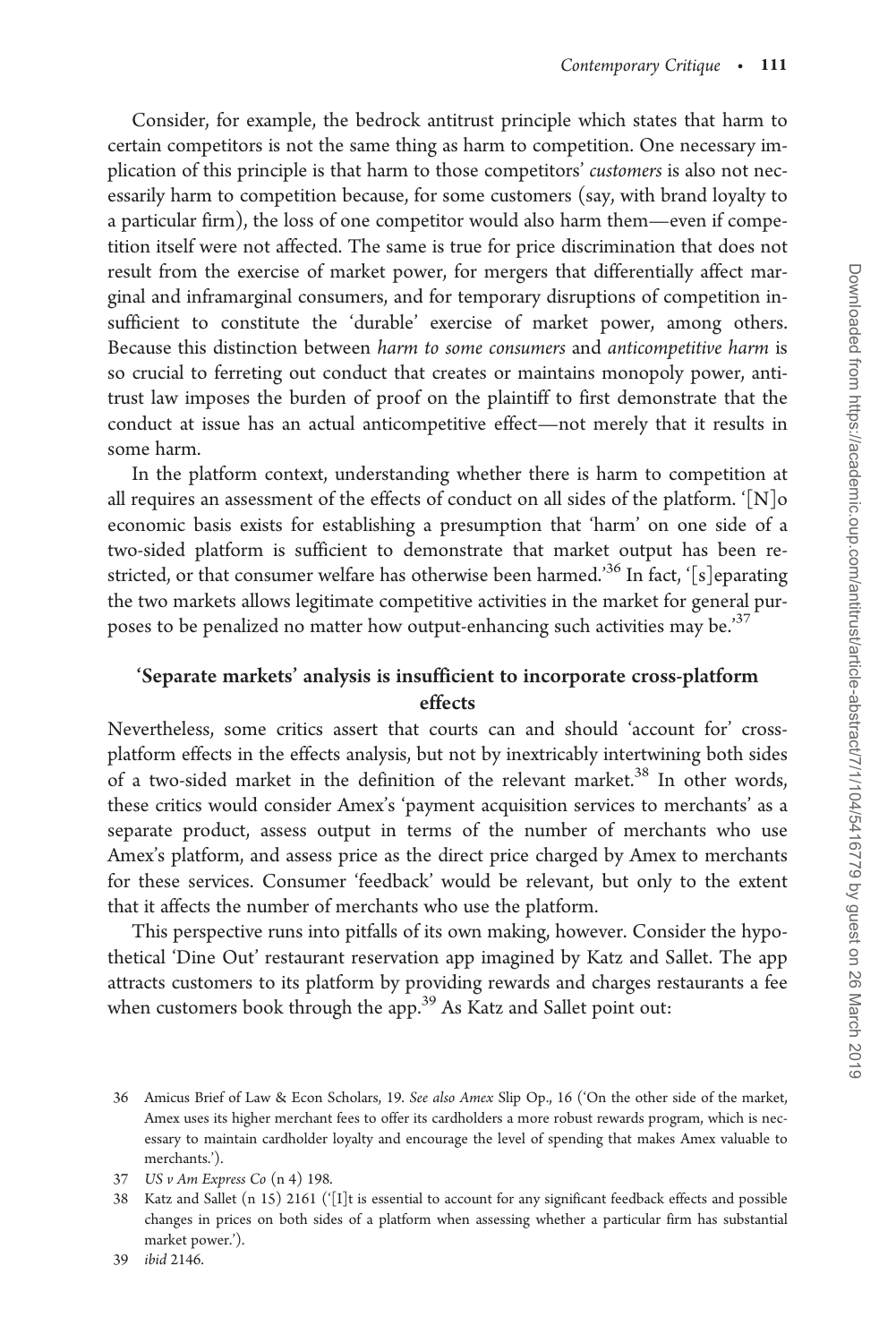Consider, for example, the bedrock antitrust principle which states that harm to certain competitors is not the same thing as harm to competition. One necessary implication of this principle is that harm to those competitors' *customers* is also not necessarily harm to competition because, for some customers (say, with brand loyalty to a particular firm), the loss of one competitor would also harm them—even if competition itself were not affected. The same is true for price discrimination that does not result from the exercise of market power, for mergers that differentially affect marginal and inframarginal consumers, and for temporary disruptions of competition insufficient to constitute the 'durable' exercise of market power, among others. Because this distinction between *harm to some consumers* and *anticompetitive harm* is so crucial to ferreting out conduct that creates or maintains monopoly power, antitrust law imposes the burden of proof on the plaintiff to first demonstrate that the conduct at issue has an actual anticompetitive effect—not merely that it results in some harm.

In the platform context, understanding whether there is harm to competition at all requires an assessment of the effects of conduct on all sides of the platform. '[N]o economic basis exists for establishing a presumption that 'harm' on one side of a two-sided platform is sufficient to demonstrate that market output has been restricted, or that consumer welfare has otherwise been harmed.'[36] In fact, '[s]eparating the two markets allows legitimate competitive activities in the market for general purposes to be penalized no matter how output-enhancing such activities may be.'[37]

## 'Separate markets' analysis is insufficient to incorporate cross-platform effects

Nevertheless, some critics assert that courts can and should 'account for' cross-platform effects in the effects analysis, but not by inextricably intertwining both sides of a two-sided market in the definition of the relevant market.[38] In other words, these critics would consider Amex's 'payment acquisition services to merchants' as a separate product, assess output in terms of the number of merchants who use Amex's platform, and assess price as the direct price charged by Amex to merchants for these services. Consumer 'feedback' would be relevant, but only to the extent that it affects the number of merchants who use the platform.

This perspective runs into pitfalls of its own making, however. Consider the hypothetical 'Dine Out' restaurant reservation app imagined by Katz and Sallet. The app attracts customers to its platform by providing rewards and charges restaurants a fee when customers book through the app.[39] As Katz and Sallet point out:

36 Amicus Brief of Law & Econ Scholars, 19. *See also Amex* Slip Op., 16 ('On the other side of the market, Amex uses its higher merchant fees to offer its cardholders a more robust rewards program, which is necessary to maintain cardholder loyalty and encourage the level of spending that makes Amex valuable to merchants.').

37 *US v Am Express Co* (n 4) 198.

38 Katz and Sallet (n 15) 2161 ('[I]t is essential to account for any significant feedback effects and possible changes in prices on both sides of a platform when assessing whether a particular firm has substantial market power.').

39 *ibid* 2146.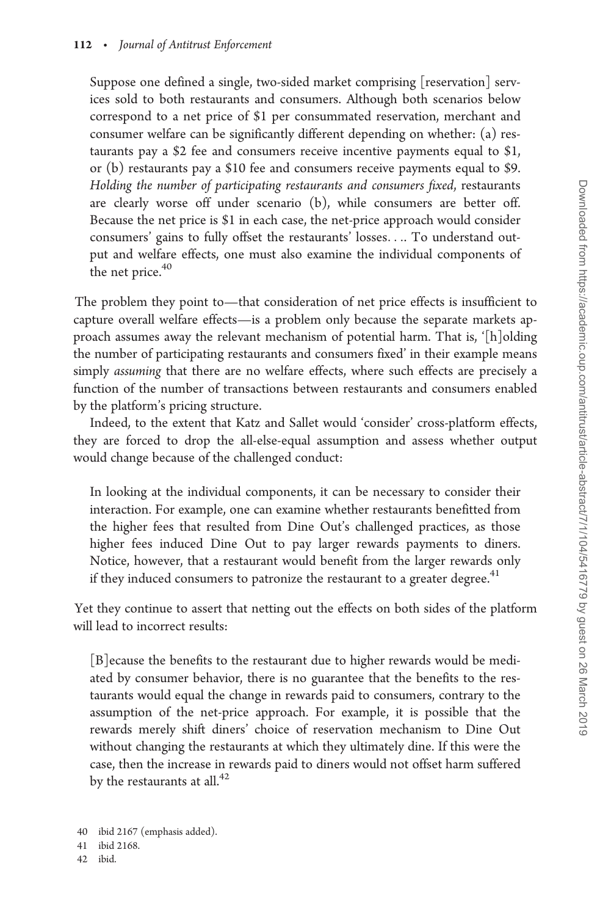> Suppose one defined a single, two-sided market comprising [reservation] services sold to both restaurants and consumers. Although both scenarios below correspond to a net price of $1 per consummated reservation, merchant and consumer welfare can be significantly different depending on whether: (a) restaurants pay a $2 fee and consumers receive incentive payments equal to $1, or (b) restaurants pay a $10 fee and consumers receive payments equal to $9. *Holding the number of participating restaurants and consumers fixed*, restaurants are clearly worse off under scenario (b), while consumers are better off. Because the net price is $1 in each case, the net-price approach would consider consumers' gains to fully offset the restaurants' losses. . .. To understand output and welfare effects, one must also examine the individual components of the net price.[40]

The problem they point to—that consideration of net price effects is insufficient to capture overall welfare effects—is a problem only because the separate markets approach assumes away the relevant mechanism of potential harm. That is, '[h]olding the number of participating restaurants and consumers fixed' in their example means simply *assuming* that there are no welfare effects, where such effects are precisely a function of the number of transactions between restaurants and consumers enabled by the platform's pricing structure.

Indeed, to the extent that Katz and Sallet would 'consider' cross-platform effects, they are forced to drop the all-else-equal assumption and assess whether output would change because of the challenged conduct:

> In looking at the individual components, it can be necessary to consider their interaction. For example, one can examine whether restaurants benefitted from the higher fees that resulted from Dine Out's challenged practices, as those higher fees induced Dine Out to pay larger rewards payments to diners. Notice, however, that a restaurant would benefit from the larger rewards only if they induced consumers to patronize the restaurant to a greater degree.[41]

Yet they continue to assert that netting out the effects on both sides of the platform will lead to incorrect results:

> [B]ecause the benefits to the restaurant due to higher rewards would be mediated by consumer behavior, there is no guarantee that the benefits to the restaurants would equal the change in rewards paid to consumers, contrary to the assumption of the net-price approach. For example, it is possible that the rewards merely shift diners' choice of reservation mechanism to Dine Out without changing the restaurants at which they ultimately dine. If this were the case, then the increase in rewards paid to diners would not offset harm suffered by the restaurants at all.[42]

40 ibid 2167 (emphasis added).

41 ibid 2168.

42 ibid.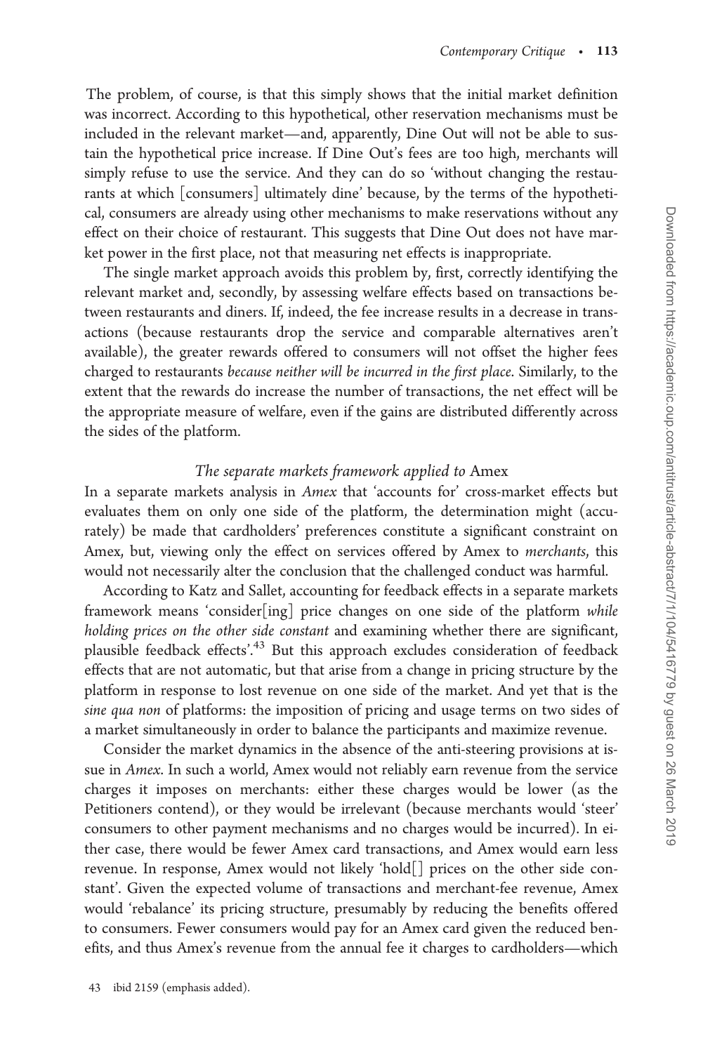The problem, of course, is that this simply shows that the initial market definition was incorrect. According to this hypothetical, other reservation mechanisms must be included in the relevant market—and, apparently, Dine Out will not be able to sustain the hypothetical price increase. If Dine Out's fees are too high, merchants will simply refuse to use the service. And they can do so 'without changing the restaurants at which [consumers] ultimately dine' because, by the terms of the hypothetical, consumers are already using other mechanisms to make reservations without any effect on their choice of restaurant. This suggests that Dine Out does not have market power in the first place, not that measuring net effects is inappropriate.

The single market approach avoids this problem by, first, correctly identifying the relevant market and, secondly, by assessing welfare effects based on transactions between restaurants and diners. If, indeed, the fee increase results in a decrease in transactions (because restaurants drop the service and comparable alternatives aren't available), the greater rewards offered to consumers will not offset the higher fees charged to restaurants *because neither will be incurred in the first place*. Similarly, to the extent that the rewards do increase the number of transactions, the net effect will be the appropriate measure of welfare, even if the gains are distributed differently across the sides of the platform.

### *The separate markets framework applied to* Amex

In a separate markets analysis in *Amex* that 'accounts for' cross-market effects but evaluates them on only one side of the platform, the determination might (accurately) be made that cardholders' preferences constitute a significant constraint on Amex, but, viewing only the effect on services offered by Amex to *merchants*, this would not necessarily alter the conclusion that the challenged conduct was harmful.

According to Katz and Sallet, accounting for feedback effects in a separate markets framework means 'consider[ing] price changes on one side of the platform *while holding prices on the other side constant* and examining whether there are significant, plausible feedback effects'.[43] But this approach excludes consideration of feedback effects that are not automatic, but that arise from a change in pricing structure by the platform in response to lost revenue on one side of the market. And yet that is the *sine qua non* of platforms: the imposition of pricing and usage terms on two sides of a market simultaneously in order to balance the participants and maximize revenue.

Consider the market dynamics in the absence of the anti-steering provisions at issue in *Amex*. In such a world, Amex would not reliably earn revenue from the service charges it imposes on merchants: either these charges would be lower (as the Petitioners contend), or they would be irrelevant (because merchants would 'steer' consumers to other payment mechanisms and no charges would be incurred). In either case, there would be fewer Amex card transactions, and Amex would earn less revenue. In response, Amex would not likely 'hold[] prices on the other side constant'. Given the expected volume of transactions and merchant-fee revenue, Amex would 'rebalance' its pricing structure, presumably by reducing the benefits offered to consumers. Fewer consumers would pay for an Amex card given the reduced benefits, and thus Amex's revenue from the annual fee it charges to cardholders—which

43 ibid 2159 (emphasis added).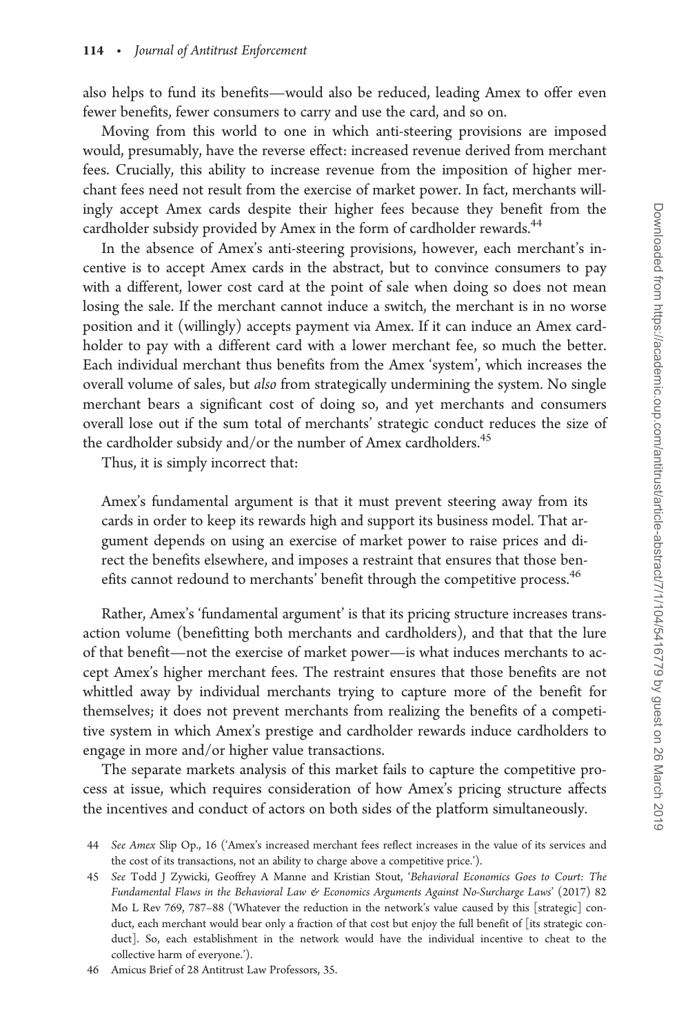also helps to fund its benefits—would also be reduced, leading Amex to offer even fewer benefits, fewer consumers to carry and use the card, and so on.

Moving from this world to one in which anti-steering provisions are imposed would, presumably, have the reverse effect: increased revenue derived from merchant fees. Crucially, this ability to increase revenue from the imposition of higher merchant fees need not result from the exercise of market power. In fact, merchants willingly accept Amex cards despite their higher fees because they benefit from the cardholder subsidy provided by Amex in the form of cardholder rewards.[44]

In the absence of Amex's anti-steering provisions, however, each merchant's incentive is to accept Amex cards in the abstract, but to convince consumers to pay with a different, lower cost card at the point of sale when doing so does not mean losing the sale. If the merchant cannot induce a switch, the merchant is in no worse position and it (willingly) accepts payment via Amex. If it can induce an Amex cardholder to pay with a different card with a lower merchant fee, so much the better. Each individual merchant thus benefits from the Amex 'system', which increases the overall volume of sales, but *also* from strategically undermining the system. No single merchant bears a significant cost of doing so, and yet merchants and consumers overall lose out if the sum total of merchants' strategic conduct reduces the size of the cardholder subsidy and/or the number of Amex cardholders.[45]

Thus, it is simply incorrect that:

> Amex's fundamental argument is that it must prevent steering away from its cards in order to keep its rewards high and support its business model. That argument depends on using an exercise of market power to raise prices and direct the benefits elsewhere, and imposes a restraint that ensures that those benefits cannot redound to merchants' benefit through the competitive process.[46]

Rather, Amex's 'fundamental argument' is that its pricing structure increases transaction volume (benefitting both merchants and cardholders), and that that the lure of that benefit—not the exercise of market power—is what induces merchants to accept Amex's higher merchant fees. The restraint ensures that those benefits are not whittled away by individual merchants trying to capture more of the benefit for themselves; it does not prevent merchants from realizing the benefits of a competitive system in which Amex's prestige and cardholder rewards induce cardholders to engage in more and/or higher value transactions.

The separate markets analysis of this market fails to capture the competitive process at issue, which requires consideration of how Amex's pricing structure affects the incentives and conduct of actors on both sides of the platform simultaneously.

---

44 *See Amex* Slip Op., 16 ('Amex's increased merchant fees reflect increases in the value of its services and the cost of its transactions, not an ability to charge above a competitive price.').

45 *See* Todd J Zywicki, Geoffrey A Manne and Kristian Stout, '*Behavioral Economics Goes to Court: The Fundamental Flaws in the Behavioral Law & Economics Arguments Against No-Surcharge Laws*' (2017) 82 Mo L Rev 769, 787–88 ('Whatever the reduction in the network's value caused by this [strategic] conduct, each merchant would bear only a fraction of that cost but enjoy the full benefit of [its strategic conduct]. So, each establishment in the network would have the individual incentive to cheat to the collective harm of everyone.').

46 Amicus Brief of 28 Antitrust Law Professors, 35.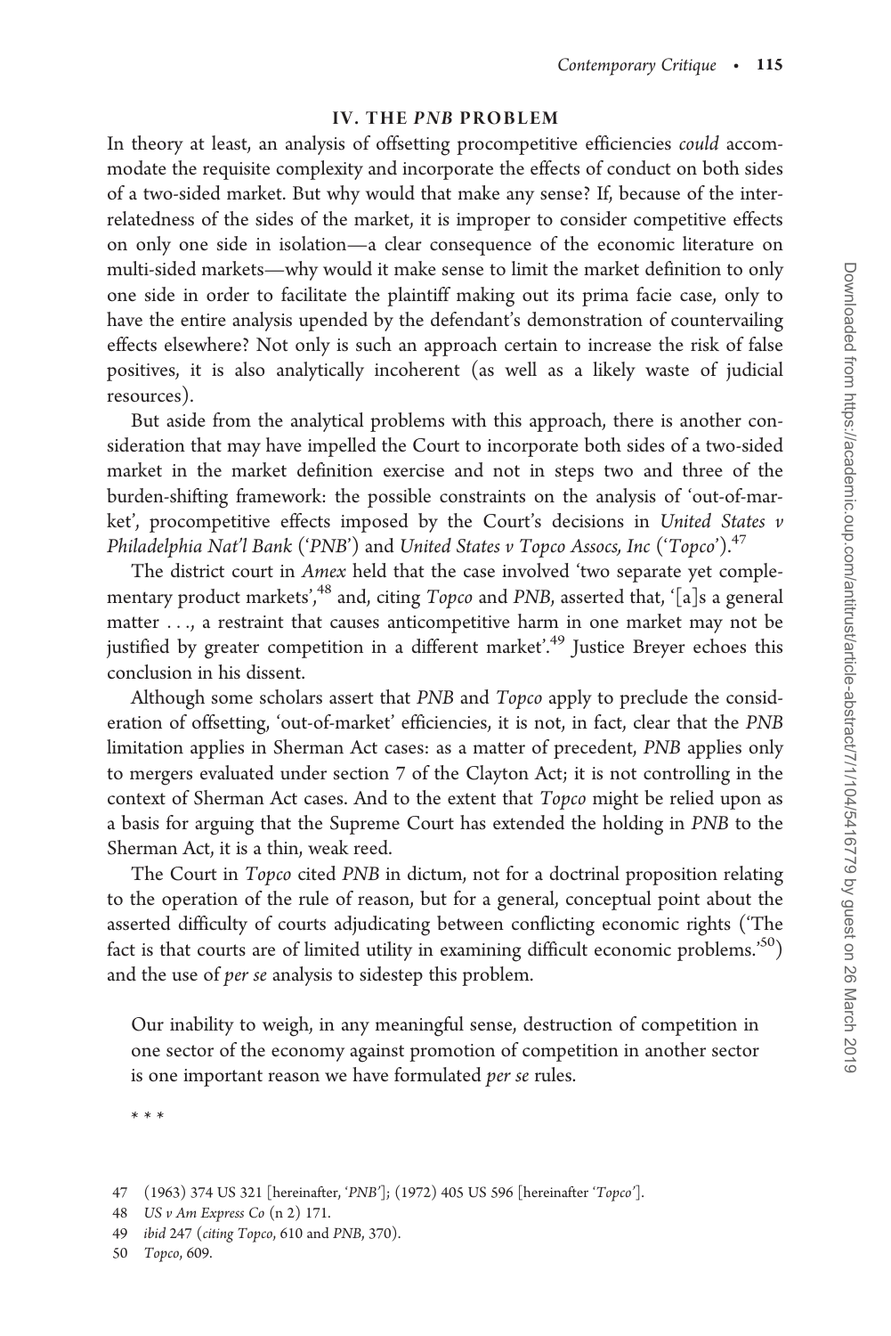## IV. THE *PNB* PROBLEM

In theory at least, an analysis of offsetting procompetitive efficiencies *could* accommodate the requisite complexity and incorporate the effects of conduct on both sides of a two-sided market. But why would that make any sense? If, because of the interrelatedness of the sides of the market, it is improper to consider competitive effects on only one side in isolation—a clear consequence of the economic literature on multi-sided markets—why would it make sense to limit the market definition to only one side in order to facilitate the plaintiff making out its prima facie case, only to have the entire analysis upended by the defendant's demonstration of countervailing effects elsewhere? Not only is such an approach certain to increase the risk of false positives, it is also analytically incoherent (as well as a likely waste of judicial resources).

But aside from the analytical problems with this approach, there is another consideration that may have impelled the Court to incorporate both sides of a two-sided market in the market definition exercise and not in steps two and three of the burden-shifting framework: the possible constraints on the analysis of 'out-of-market', procompetitive effects imposed by the Court's decisions in *United States v Philadelphia Nat'l Bank* ('*PNB*') and *United States v Topco Assocs, Inc* ('*Topco*').[47]

The district court in *Amex* held that the case involved 'two separate yet complementary product markets',[48] and, citing *Topco* and *PNB*, asserted that, '[a]s a general matter . . ., a restraint that causes anticompetitive harm in one market may not be justified by greater competition in a different market'.[49] Justice Breyer echoes this conclusion in his dissent.

Although some scholars assert that *PNB* and *Topco* apply to preclude the consideration of offsetting, 'out-of-market' efficiencies, it is not, in fact, clear that the *PNB* limitation applies in Sherman Act cases: as a matter of precedent, *PNB* applies only to mergers evaluated under section 7 of the Clayton Act; it is not controlling in the context of Sherman Act cases. And to the extent that *Topco* might be relied upon as a basis for arguing that the Supreme Court has extended the holding in *PNB* to the Sherman Act, it is a thin, weak reed.

The Court in *Topco* cited *PNB* in dictum, not for a doctrinal proposition relating to the operation of the rule of reason, but for a general, conceptual point about the asserted difficulty of courts adjudicating between conflicting economic rights ('The fact is that courts are of limited utility in examining difficult economic problems.'[50]) and the use of *per se* analysis to sidestep this problem.

> Our inability to weigh, in any meaningful sense, destruction of competition in one sector of the economy against promotion of competition in another sector is one important reason we have formulated *per se* rules.
>
> * * *

---

47 (1963) 374 US 321 [hereinafter, '*PNB*']; (1972) 405 US 596 [hereinafter '*Topco*'].

48 *US v Am Express Co* (n 2) 171.

49 *ibid* 247 (*citing Topco*, 610 and *PNB*, 370).

50 *Topco*, 609.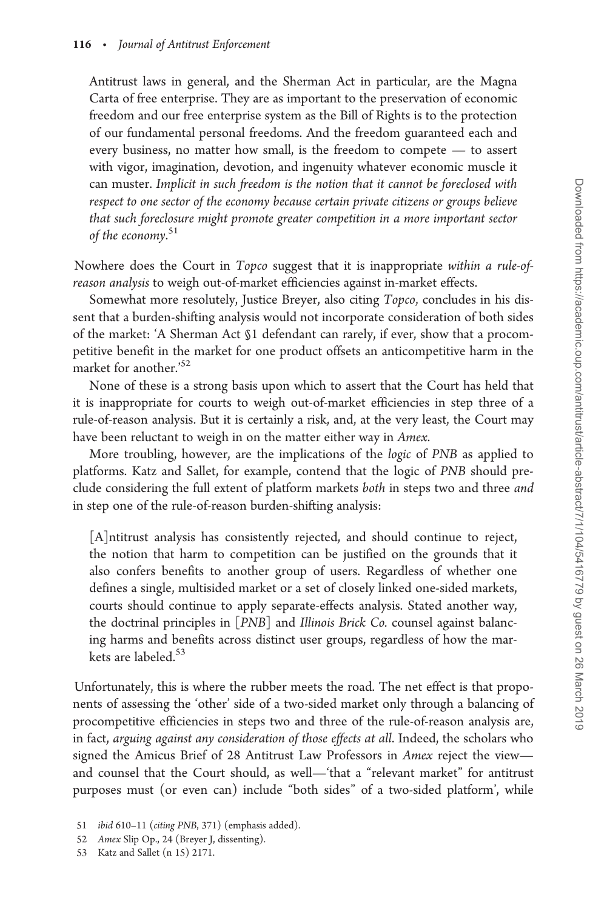> Antitrust laws in general, and the Sherman Act in particular, are the Magna Carta of free enterprise. They are as important to the preservation of economic freedom and our free enterprise system as the Bill of Rights is to the protection of our fundamental personal freedoms. And the freedom guaranteed each and every business, no matter how small, is the freedom to compete — to assert with vigor, imagination, devotion, and ingenuity whatever economic muscle it can muster. *Implicit in such freedom is the notion that it cannot be foreclosed with respect to one sector of the economy because certain private citizens or groups believe that such foreclosure might promote greater competition in a more important sector of the economy*.[51]

Nowhere does the Court in *Topco* suggest that it is inappropriate *within a rule-of-reason analysis* to weigh out-of-market efficiencies against in-market effects.

Somewhat more resolutely, Justice Breyer, also citing *Topco*, concludes in his dissent that a burden-shifting analysis would not incorporate consideration of both sides of the market: 'A Sherman Act §1 defendant can rarely, if ever, show that a procompetitive benefit in the market for one product offsets an anticompetitive harm in the market for another.'[52]

None of these is a strong basis upon which to assert that the Court has held that it is inappropriate for courts to weigh out-of-market efficiencies in step three of a rule-of-reason analysis. But it is certainly a risk, and, at the very least, the Court may have been reluctant to weigh in on the matter either way in *Amex*.

More troubling, however, are the implications of the *logic* of *PNB* as applied to platforms. Katz and Sallet, for example, contend that the logic of *PNB* should preclude considering the full extent of platform markets *both* in steps two and three *and* in step one of the rule-of-reason burden-shifting analysis:

> [A]ntitrust analysis has consistently rejected, and should continue to reject, the notion that harm to competition can be justified on the grounds that it also confers benefits to another group of users. Regardless of whether one defines a single, multisided market or a set of closely linked one-sided markets, courts should continue to apply separate-effects analysis. Stated another way, the doctrinal principles in [*PNB*] and *Illinois Brick Co.* counsel against balancing harms and benefits across distinct user groups, regardless of how the markets are labeled.[53]

Unfortunately, this is where the rubber meets the road. The net effect is that proponents of assessing the 'other' side of a two-sided market only through a balancing of procompetitive efficiencies in steps two and three of the rule-of-reason analysis are, in fact, *arguing against any consideration of those effects at all*. Indeed, the scholars who signed the Amicus Brief of 28 Antitrust Law Professors in *Amex* reject the view—and counsel that the Court should, as well—'that a "relevant market" for antitrust purposes must (or even can) include "both sides" of a two-sided platform', while

51 *ibid* 610–11 (*citing PNB*, 371) (emphasis added).

52 *Amex* Slip Op., 24 (Breyer J, dissenting).

53 Katz and Sallet (n 15) 2171.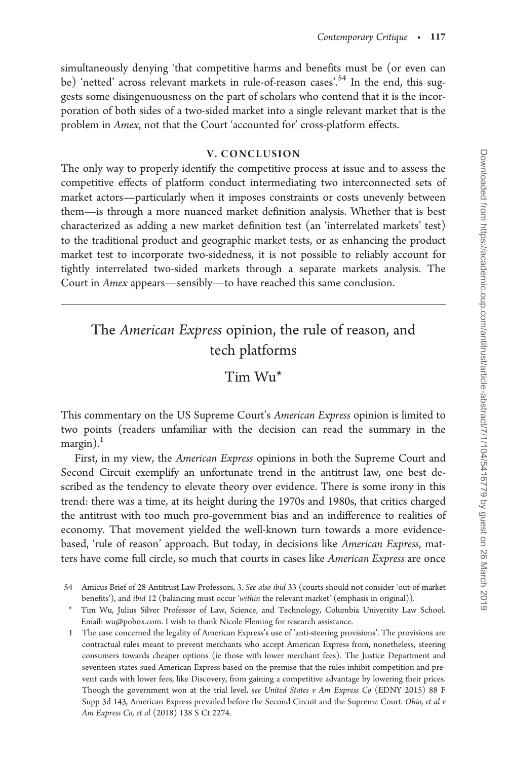simultaneously denying 'that competitive harms and benefits must be (or even can be) 'netted' across relevant markets in rule-of-reason cases'.[54] In the end, this suggests some disingenuousness on the part of scholars who contend that it is the incorporation of both sides of a two-sided market into a single relevant market that is the problem in *Amex*, not that the Court 'accounted for' cross-platform effects.

### V. CONCLUSION

The only way to properly identify the competitive process at issue and to assess the competitive effects of platform conduct intermediating two interconnected sets of market actors—particularly when it imposes constraints or costs unevenly between them—is through a more nuanced market definition analysis. Whether that is best characterized as adding a new market definition test (an 'interrelated markets' test) to the traditional product and geographic market tests, or as enhancing the product market test to incorporate two-sidedness, it is not possible to reliably account for tightly interrelated two-sided markets through a separate markets analysis. The Court in *Amex* appears—sensibly—to have reached this same conclusion.

---

## The *American Express* opinion, the rule of reason, and tech platforms

**Tim Wu***

This commentary on the US Supreme Court's *American Express* opinion is limited to two points (readers unfamiliar with the decision can read the summary in the margin).[1]

First, in my view, the *American Express* opinions in both the Supreme Court and Second Circuit exemplify an unfortunate trend in the antitrust law, one best described as the tendency to elevate theory over evidence. There is some irony in this trend: there was a time, at its height during the 1970s and 1980s, that critics charged the antitrust with too much pro-government bias and an indifference to realities of economy. That movement yielded the well-known turn towards a more evidence-based, 'rule of reason' approach. But today, in decisions like *American Express*, matters have come full circle, so much that courts in cases like *American Express* are once

---

54 Amicus Brief of 28 Antitrust Law Professors, 3. *See also ibid* 33 (courts should not consider 'out-of-market benefits'), and *ibid* 12 (balancing must occur '*within* the relevant market' (emphasis in original)).

\* Tim Wu, Julius Silver Professor of Law, Science, and Technology, Columbia University Law School. Email: wu@pobox.com. I wish to thank Nicole Fleming for research assistance.

1 The case concerned the legality of American Express's use of 'anti-steering provisions'. The provisions are contractual rules meant to prevent merchants who accept American Express from, nonetheless, steering consumers towards cheaper options (ie those with lower merchant fees). The Justice Department and seventeen states sued American Express based on the premise that the rules inhibit competition and prevent cards with lower fees, like Discovery, from gaining a competitive advantage by lowering their prices. Though the government won at the trial level, see *United States v Am Express Co* (EDNY 2015) 88 F Supp 3d 143, American Express prevailed before the Second Circuit and the Supreme Court. *Ohio, et al v Am Express Co, et al* (2018) 138 S Ct 2274.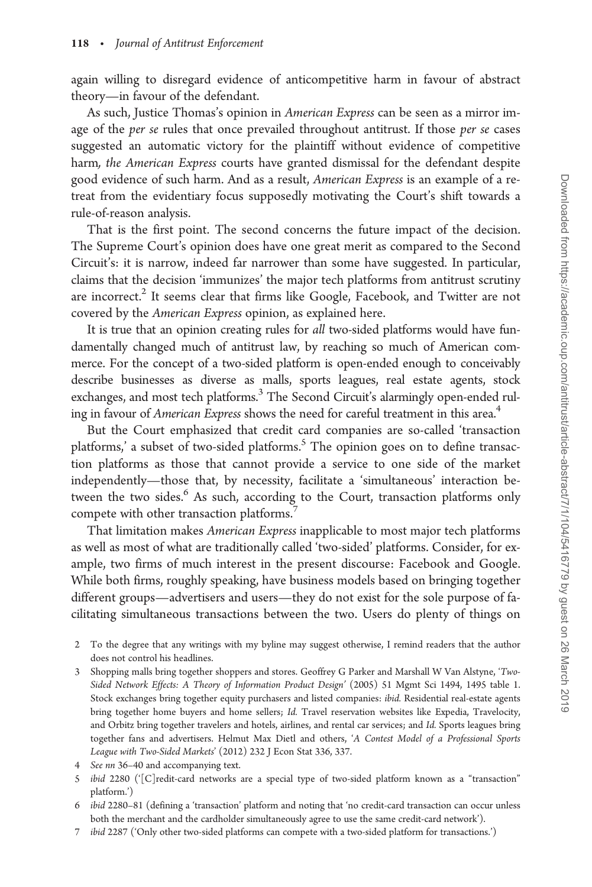again willing to disregard evidence of anticompetitive harm in favour of abstract theory—in favour of the defendant.

As such, Justice Thomas's opinion in *American Express* can be seen as a mirror image of the *per se* rules that once prevailed throughout antitrust. If those *per se* cases suggested an automatic victory for the plaintiff without evidence of competitive harm*, the American Express* courts have granted dismissal for the defendant despite good evidence of such harm. And as a result, *American Express* is an example of a retreat from the evidentiary focus supposedly motivating the Court's shift towards a rule-of-reason analysis.

That is the first point. The second concerns the future impact of the decision. The Supreme Court's opinion does have one great merit as compared to the Second Circuit's: it is narrow, indeed far narrower than some have suggested. In particular, claims that the decision 'immunizes' the major tech platforms from antitrust scrutiny are incorrect.[2] It seems clear that firms like Google, Facebook, and Twitter are not covered by the *American Express* opinion, as explained here.

It is true that an opinion creating rules for *all* two-sided platforms would have fundamentally changed much of antitrust law, by reaching so much of American commerce. For the concept of a two-sided platform is open-ended enough to conceivably describe businesses as diverse as malls, sports leagues, real estate agents, stock exchanges, and most tech platforms.[3] The Second Circuit's alarmingly open-ended ruling in favour of *American Express* shows the need for careful treatment in this area.[4]

But the Court emphasized that credit card companies are so-called 'transaction platforms,' a subset of two-sided platforms.[5] The opinion goes on to define transaction platforms as those that cannot provide a service to one side of the market independently—those that, by necessity, facilitate a 'simultaneous' interaction between the two sides.[6] As such, according to the Court, transaction platforms only compete with other transaction platforms.[7]

That limitation makes *American Express* inapplicable to most major tech platforms as well as most of what are traditionally called 'two-sided' platforms. Consider, for example, two firms of much interest in the present discourse: Facebook and Google. While both firms, roughly speaking, have business models based on bringing together different groups—advertisers and users—they do not exist for the sole purpose of facilitating simultaneous transactions between the two. Users do plenty of things on

---

2 To the degree that any writings with my byline may suggest otherwise, I remind readers that the author does not control his headlines.

3 Shopping malls bring together shoppers and stores. Geoffrey G Parker and Marshall W Van Alstyne, '*Two-Sided Network Effects: A Theory of Information Product Design*' (2005) 51 Mgmt Sci 1494, 1495 table 1. Stock exchanges bring together equity purchasers and listed companies: *ibid.* Residential real-estate agents bring together home buyers and home sellers; *Id.* Travel reservation websites like Expedia, Travelocity, and Orbitz bring together travelers and hotels, airlines, and rental car services; and *Id.* Sports leagues bring together fans and advertisers. Helmut Max Dietl and others, '*A Contest Model of a Professional Sports League with Two-Sided Markets*' (2012) 232 J Econ Stat 336, 337.

4 *See nn* 36–40 and accompanying text.

5 *ibid* 2280 ('[C]redit-card networks are a special type of two-sided platform known as a "transaction" platform.')

6 *ibid* 2280–81 (defining a 'transaction' platform and noting that 'no credit-card transaction can occur unless both the merchant and the cardholder simultaneously agree to use the same credit-card network').

7 *ibid* 2287 ('Only other two-sided platforms can compete with a two-sided platform for transactions.')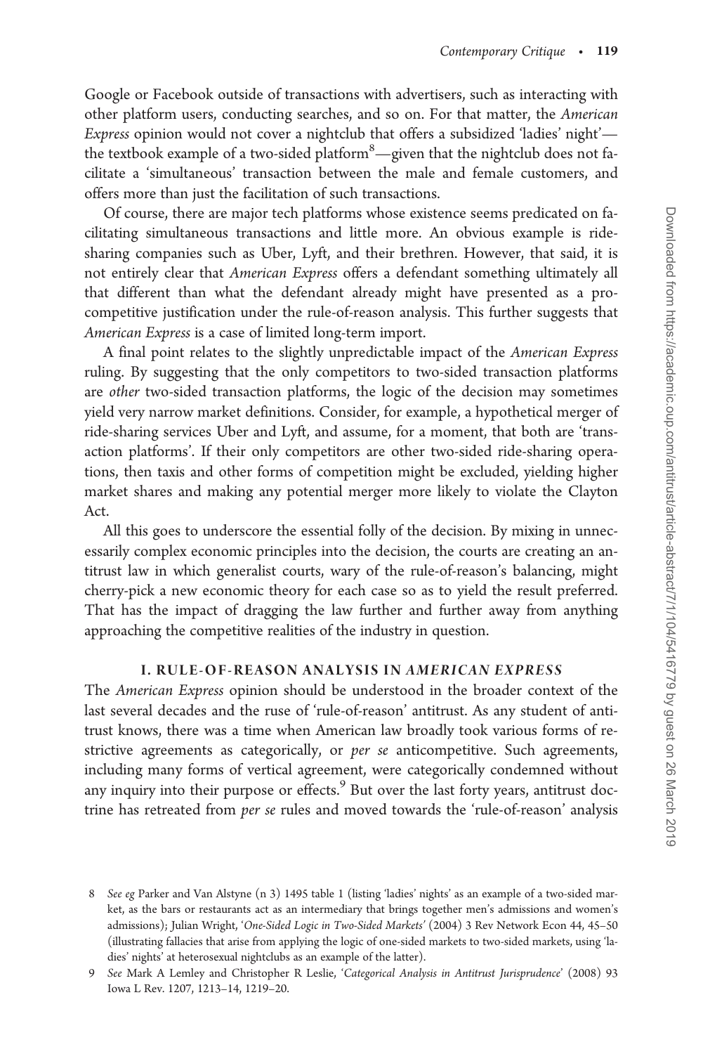Google or Facebook outside of transactions with advertisers, such as interacting with other platform users, conducting searches, and so on. For that matter, the *American Express* opinion would not cover a nightclub that offers a subsidized 'ladies' night'—the textbook example of a two-sided platform[8]—given that the nightclub does not facilitate a 'simultaneous' transaction between the male and female customers, and offers more than just the facilitation of such transactions.

Of course, there are major tech platforms whose existence seems predicated on facilitating simultaneous transactions and little more. An obvious example is ride-sharing companies such as Uber, Lyft, and their brethren. However, that said, it is not entirely clear that *American Express* offers a defendant something ultimately all that different than what the defendant already might have presented as a pro-competitive justification under the rule-of-reason analysis. This further suggests that *American Express* is a case of limited long-term import.

A final point relates to the slightly unpredictable impact of the *American Express* ruling. By suggesting that the only competitors to two-sided transaction platforms are *other* two-sided transaction platforms, the logic of the decision may sometimes yield very narrow market definitions. Consider, for example, a hypothetical merger of ride-sharing services Uber and Lyft, and assume, for a moment, that both are 'transaction platforms'. If their only competitors are other two-sided ride-sharing operations, then taxis and other forms of competition might be excluded, yielding higher market shares and making any potential merger more likely to violate the Clayton Act.

All this goes to underscore the essential folly of the decision. By mixing in unnecessarily complex economic principles into the decision, the courts are creating an antitrust law in which generalist courts, wary of the rule-of-reason's balancing, might cherry-pick a new economic theory for each case so as to yield the result preferred. That has the impact of dragging the law further and further away from anything approaching the competitive realities of the industry in question.

## I. RULE-OF-REASON ANALYSIS IN *AMERICAN EXPRESS*

The *American Express* opinion should be understood in the broader context of the last several decades and the ruse of 'rule-of-reason' antitrust. As any student of antitrust knows, there was a time when American law broadly took various forms of restrictive agreements as categorically, or *per se* anticompetitive. Such agreements, including many forms of vertical agreement, were categorically condemned without any inquiry into their purpose or effects.[9] But over the last forty years, antitrust doctrine has retreated from *per se* rules and moved towards the 'rule-of-reason' analysis

8 *See eg* Parker and Van Alstyne (n 3) 1495 table 1 (listing 'ladies' nights' as an example of a two-sided market, as the bars or restaurants act as an intermediary that brings together men's admissions and women's admissions); Julian Wright, '*One-Sided Logic in Two-Sided Markets*' (2004) 3 Rev Network Econ 44, 45–50 (illustrating fallacies that arise from applying the logic of one-sided markets to two-sided markets, using 'ladies' nights' at heterosexual nightclubs as an example of the latter).

9 *See* Mark A Lemley and Christopher R Leslie, '*Categorical Analysis in Antitrust Jurisprudence*' (2008) 93 Iowa L Rev. 1207, 1213–14, 1219–20.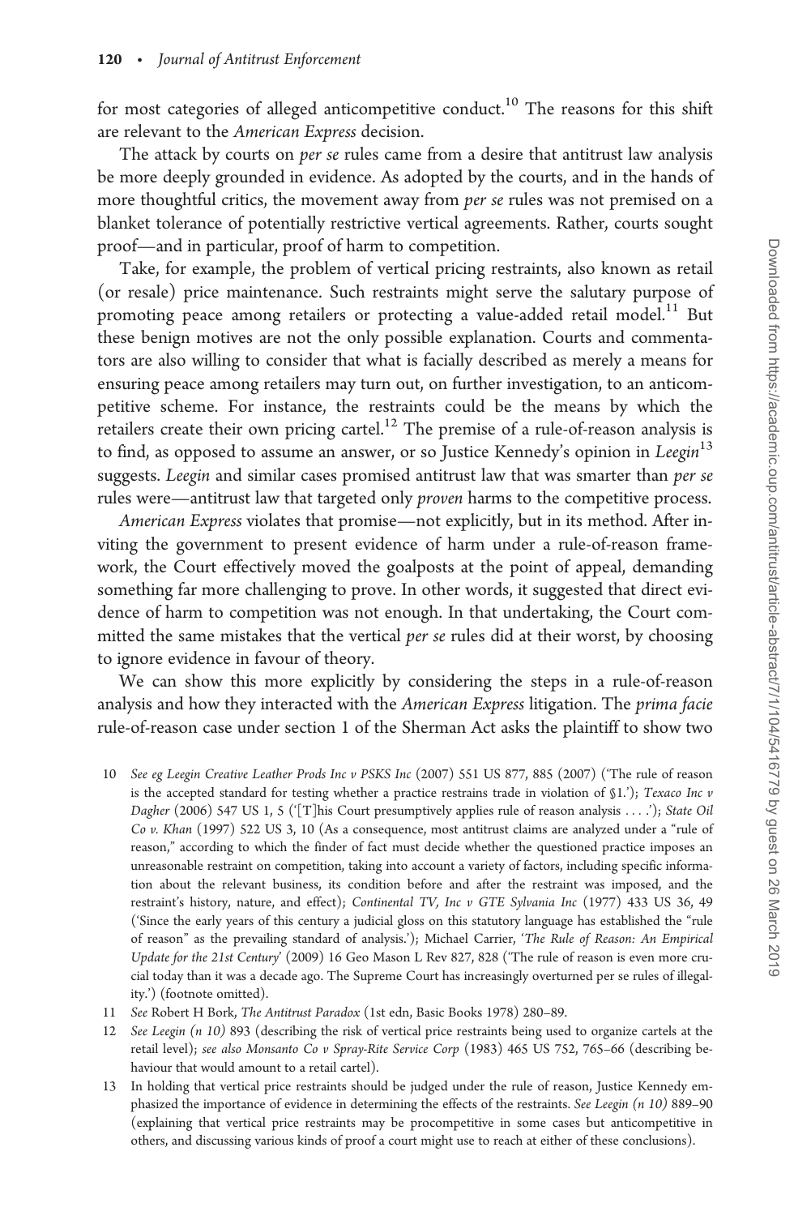for most categories of alleged anticompetitive conduct.[10] The reasons for this shift are relevant to the *American Express* decision.

The attack by courts on *per se* rules came from a desire that antitrust law analysis be more deeply grounded in evidence. As adopted by the courts, and in the hands of more thoughtful critics, the movement away from *per se* rules was not premised on a blanket tolerance of potentially restrictive vertical agreements. Rather, courts sought proof—and in particular, proof of harm to competition.

Take, for example, the problem of vertical pricing restraints, also known as retail (or resale) price maintenance. Such restraints might serve the salutary purpose of promoting peace among retailers or protecting a value-added retail model.[11] But these benign motives are not the only possible explanation. Courts and commentators are also willing to consider that what is facially described as merely a means for ensuring peace among retailers may turn out, on further investigation, to an anticompetitive scheme. For instance, the restraints could be the means by which the retailers create their own pricing cartel.[12] The premise of a rule-of-reason analysis is to find, as opposed to assume an answer, or so Justice Kennedy's opinion in *Leegin*[13] suggests. *Leegin* and similar cases promised antitrust law that was smarter than *per se* rules were—antitrust law that targeted only *proven* harms to the competitive process.

*American Express* violates that promise—not explicitly, but in its method. After inviting the government to present evidence of harm under a rule-of-reason framework, the Court effectively moved the goalposts at the point of appeal, demanding something far more challenging to prove. In other words, it suggested that direct evidence of harm to competition was not enough. In that undertaking, the Court committed the same mistakes that the vertical *per se* rules did at their worst, by choosing to ignore evidence in favour of theory.

We can show this more explicitly by considering the steps in a rule-of-reason analysis and how they interacted with the *American Express* litigation. The *prima facie* rule-of-reason case under section 1 of the Sherman Act asks the plaintiff to show two

10 *See eg Leegin Creative Leather Prods Inc v PSKS Inc* (2007) 551 US 877, 885 (2007) ('The rule of reason is the accepted standard for testing whether a practice restrains trade in violation of §1.'); *Texaco Inc v Dagher* (2006) 547 US 1, 5 ('[T]his Court presumptively applies rule of reason analysis . . . .'); *State Oil Co v. Khan* (1997) 522 US 3, 10 (As a consequence, most antitrust claims are analyzed under a "rule of reason," according to which the finder of fact must decide whether the questioned practice imposes an unreasonable restraint on competition, taking into account a variety of factors, including specific information about the relevant business, its condition before and after the restraint was imposed, and the restraint's history, nature, and effect); *Continental TV, Inc v GTE Sylvania Inc* (1977) 433 US 36, 49 ('Since the early years of this century a judicial gloss on this statutory language has established the "rule of reason" as the prevailing standard of analysis.'); Michael Carrier, '*The Rule of Reason: An Empirical Update for the 21st Century*' (2009) 16 Geo Mason L Rev 827, 828 ('The rule of reason is even more crucial today than it was a decade ago. The Supreme Court has increasingly overturned per se rules of illegality.') (footnote omitted).

11 *See* Robert H Bork, *The Antitrust Paradox* (1st edn, Basic Books 1978) 280–89.

12 *See Leegin (n 10)* 893 (describing the risk of vertical price restraints being used to organize cartels at the retail level); *see also Monsanto Co v Spray-Rite Service Corp* (1983) 465 US 752, 765–66 (describing behaviour that would amount to a retail cartel).

13 In holding that vertical price restraints should be judged under the rule of reason, Justice Kennedy emphasized the importance of evidence in determining the effects of the restraints. *See Leegin (n 10)* 889–90 (explaining that vertical price restraints may be procompetitive in some cases but anticompetitive in others, and discussing various kinds of proof a court might use to reach at either of these conclusions).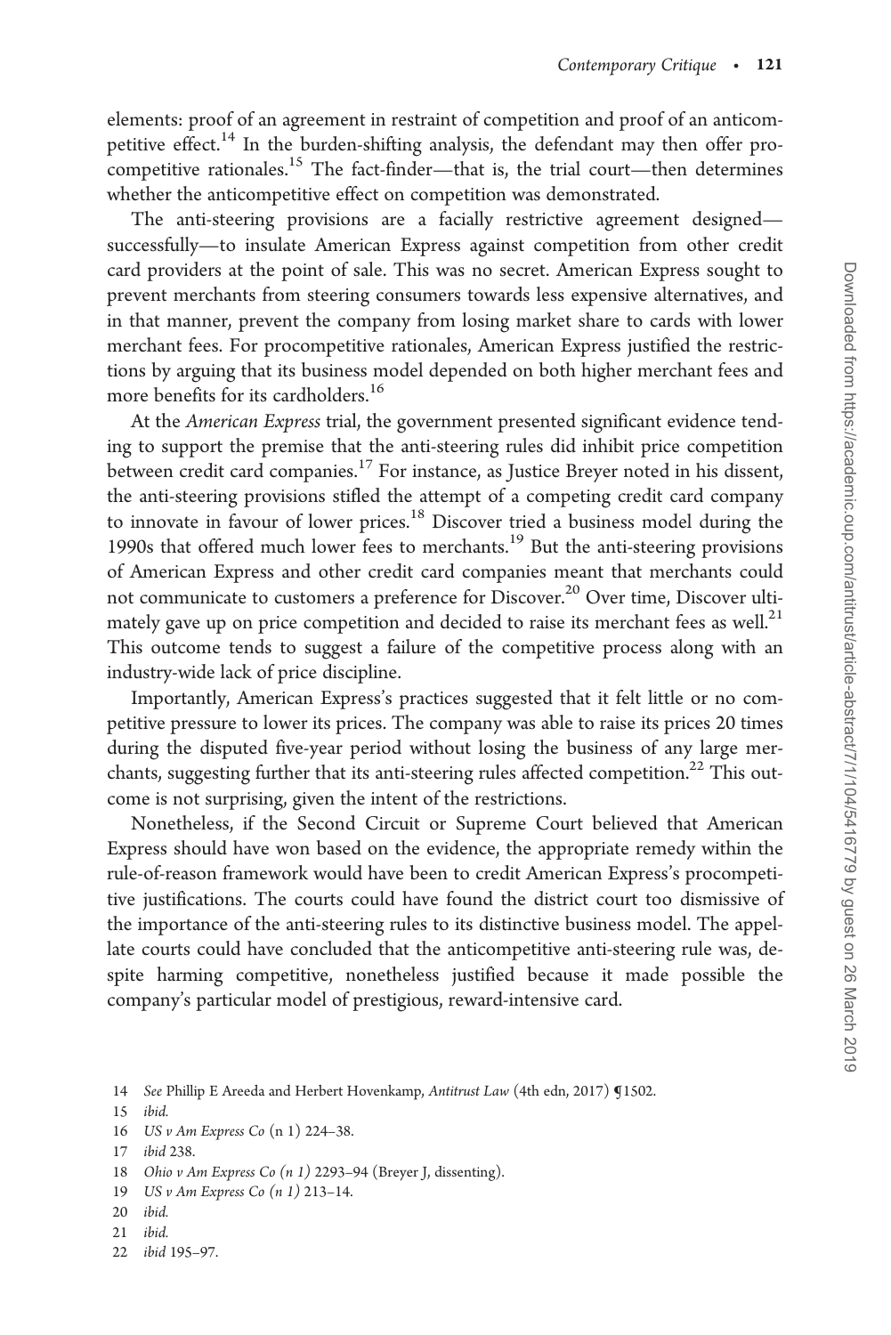elements: proof of an agreement in restraint of competition and proof of an anticompetitive effect.[14] In the burden-shifting analysis, the defendant may then offer procompetitive rationales.[15] The fact-finder—that is, the trial court—then determines whether the anticompetitive effect on competition was demonstrated.

The anti-steering provisions are a facially restrictive agreement designed—successfully—to insulate American Express against competition from other credit card providers at the point of sale. This was no secret. American Express sought to prevent merchants from steering consumers towards less expensive alternatives, and in that manner, prevent the company from losing market share to cards with lower merchant fees. For procompetitive rationales, American Express justified the restrictions by arguing that its business model depended on both higher merchant fees and more benefits for its cardholders.[16]

At the *American Express* trial, the government presented significant evidence tending to support the premise that the anti-steering rules did inhibit price competition between credit card companies.[17] For instance, as Justice Breyer noted in his dissent, the anti-steering provisions stifled the attempt of a competing credit card company to innovate in favour of lower prices.[18] Discover tried a business model during the 1990s that offered much lower fees to merchants.[19] But the anti-steering provisions of American Express and other credit card companies meant that merchants could not communicate to customers a preference for Discover.[20] Over time, Discover ultimately gave up on price competition and decided to raise its merchant fees as well.[21] This outcome tends to suggest a failure of the competitive process along with an industry-wide lack of price discipline.

Importantly, American Express's practices suggested that it felt little or no competitive pressure to lower its prices. The company was able to raise its prices 20 times during the disputed five-year period without losing the business of any large merchants, suggesting further that its anti-steering rules affected competition.[22] This outcome is not surprising, given the intent of the restrictions.

Nonetheless, if the Second Circuit or Supreme Court believed that American Express should have won based on the evidence, the appropriate remedy within the rule-of-reason framework would have been to credit American Express's procompetitive justifications. The courts could have found the district court too dismissive of the importance of the anti-steering rules to its distinctive business model. The appellate courts could have concluded that the anticompetitive anti-steering rule was, despite harming competitive, nonetheless justified because it made possible the company's particular model of prestigious, reward-intensive card.

14 *See* Phillip E Areeda and Herbert Hovenkamp, *Antitrust Law* (4th edn, 2017) ¶1502.

15 *ibid.*

16 *US v Am Express Co* (n 1) 224–38.

17 *ibid* 238.

18 *Ohio v Am Express Co (n 1)* 2293–94 (Breyer J, dissenting).

19 *US v Am Express Co (n 1)* 213–14.

20 *ibid.*

21 *ibid.*

22 *ibid* 195–97.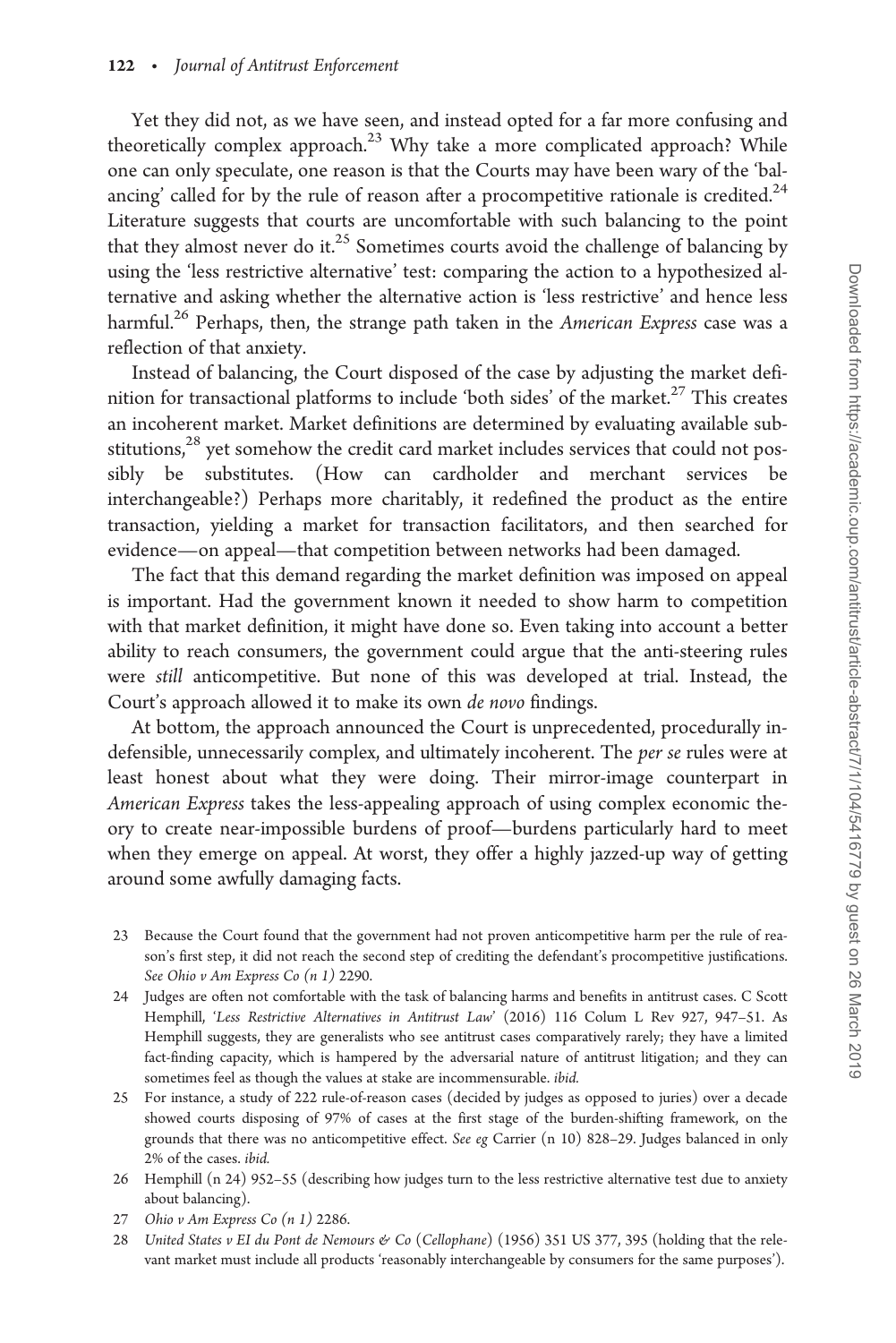Yet they did not, as we have seen, and instead opted for a far more confusing and theoretically complex approach.[23] Why take a more complicated approach? While one can only speculate, one reason is that the Courts may have been wary of the 'balancing' called for by the rule of reason after a procompetitive rationale is credited.[24] Literature suggests that courts are uncomfortable with such balancing to the point that they almost never do it.[25] Sometimes courts avoid the challenge of balancing by using the 'less restrictive alternative' test: comparing the action to a hypothesized alternative and asking whether the alternative action is 'less restrictive' and hence less harmful.[26] Perhaps, then, the strange path taken in the *American Express* case was a reflection of that anxiety.

Instead of balancing, the Court disposed of the case by adjusting the market definition for transactional platforms to include 'both sides' of the market.[27] This creates an incoherent market. Market definitions are determined by evaluating available substitutions,[28] yet somehow the credit card market includes services that could not possibly be substitutes. (How can cardholder and merchant services be interchangeable?) Perhaps more charitably, it redefined the product as the entire transaction, yielding a market for transaction facilitators, and then searched for evidence—on appeal—that competition between networks had been damaged.

The fact that this demand regarding the market definition was imposed on appeal is important. Had the government known it needed to show harm to competition with that market definition, it might have done so. Even taking into account a better ability to reach consumers, the government could argue that the anti-steering rules were *still* anticompetitive. But none of this was developed at trial. Instead, the Court's approach allowed it to make its own *de novo* findings.

At bottom, the approach announced the Court is unprecedented, procedurally indefensible, unnecessarily complex, and ultimately incoherent. The *per se* rules were at least honest about what they were doing. Their mirror-image counterpart in *American Express* takes the less-appealing approach of using complex economic theory to create near-impossible burdens of proof—burdens particularly hard to meet when they emerge on appeal. At worst, they offer a highly jazzed-up way of getting around some awfully damaging facts.

23 Because the Court found that the government had not proven anticompetitive harm per the rule of reason's first step, it did not reach the second step of crediting the defendant's procompetitive justifications. *See Ohio v Am Express Co (n 1)* 2290.

24 Judges are often not comfortable with the task of balancing harms and benefits in antitrust cases. C Scott Hemphill, '*Less Restrictive Alternatives in Antitrust Law*' (2016) 116 Colum L Rev 927, 947–51. As Hemphill suggests, they are generalists who see antitrust cases comparatively rarely; they have a limited fact-finding capacity, which is hampered by the adversarial nature of antitrust litigation; and they can sometimes feel as though the values at stake are incommensurable. *ibid.*

25 For instance, a study of 222 rule-of-reason cases (decided by judges as opposed to juries) over a decade showed courts disposing of 97% of cases at the first stage of the burden-shifting framework, on the grounds that there was no anticompetitive effect. *See eg* Carrier (n 10) 828–29. Judges balanced in only 2% of the cases. *ibid.*

26 Hemphill (n 24) 952–55 (describing how judges turn to the less restrictive alternative test due to anxiety about balancing).

27 *Ohio v Am Express Co (n 1)* 2286.

28 *United States v EI du Pont de Nemours & Co* (*Cellophane*) (1956) 351 US 377, 395 (holding that the relevant market must include all products 'reasonably interchangeable by consumers for the same purposes').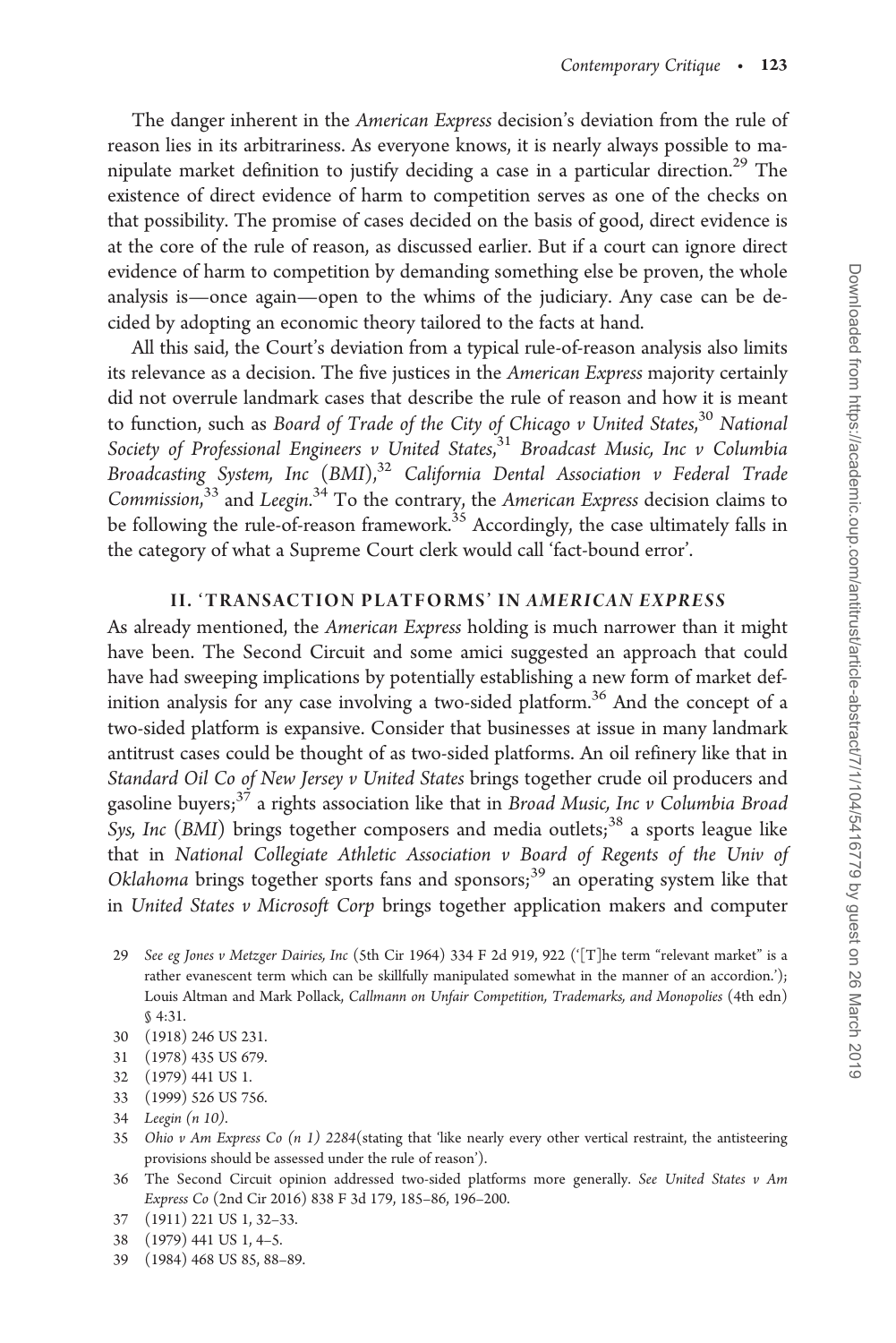The danger inherent in the *American Express* decision's deviation from the rule of reason lies in its arbitrariness. As everyone knows, it is nearly always possible to manipulate market definition to justify deciding a case in a particular direction.[29] The existence of direct evidence of harm to competition serves as one of the checks on that possibility. The promise of cases decided on the basis of good, direct evidence is at the core of the rule of reason, as discussed earlier. But if a court can ignore direct evidence of harm to competition by demanding something else be proven, the whole analysis is—once again—open to the whims of the judiciary. Any case can be decided by adopting an economic theory tailored to the facts at hand.

All this said, the Court's deviation from a typical rule-of-reason analysis also limits its relevance as a decision. The five justices in the *American Express* majority certainly did not overrule landmark cases that describe the rule of reason and how it is meant to function, such as *Board of Trade of the City of Chicago v United States*,[30] *National Society of Professional Engineers v United States*,[31] *Broadcast Music, Inc v Columbia Broadcasting System, Inc* (*BMI*),[32] *California Dental Association v Federal Trade Commission*,[33] and *Leegin*.[34] To the contrary, the *American Express* decision claims to be following the rule-of-reason framework.[35] Accordingly, the case ultimately falls in the category of what a Supreme Court clerk would call 'fact-bound error'.

## II. 'TRANSACTION PLATFORMS' IN *AMERICAN EXPRESS*

As already mentioned, the *American Express* holding is much narrower than it might have been. The Second Circuit and some amici suggested an approach that could have had sweeping implications by potentially establishing a new form of market definition analysis for any case involving a two-sided platform.[36] And the concept of a two-sided platform is expansive. Consider that businesses at issue in many landmark antitrust cases could be thought of as two-sided platforms. An oil refinery like that in *Standard Oil Co of New Jersey v United States* brings together crude oil producers and gasoline buyers;[37] a rights association like that in *Broad Music, Inc v Columbia Broad Sys, Inc* (*BMI*) brings together composers and media outlets;[38] a sports league like that in *National Collegiate Athletic Association v Board of Regents of the Univ of Oklahoma* brings together sports fans and sponsors;[39] an operating system like that in *United States v Microsoft Corp* brings together application makers and computer

29 *See eg Jones v Metzger Dairies, Inc* (5th Cir 1964) 334 F 2d 919, 922 ('[T]he term "relevant market" is a rather evanescent term which can be skillfully manipulated somewhat in the manner of an accordion.'); Louis Altman and Mark Pollack, *Callmann on Unfair Competition, Trademarks, and Monopolies* (4th edn) § 4:31.

30 (1918) 246 US 231.

31 (1978) 435 US 679.

32 (1979) 441 US 1.

33 (1999) 526 US 756.

34 *Leegin (n 10)*.

35 *Ohio v Am Express Co (n 1) 2284*(stating that 'like nearly every other vertical restraint, the antisteering provisions should be assessed under the rule of reason').

36 The Second Circuit opinion addressed two-sided platforms more generally. *See United States v Am Express Co* (2nd Cir 2016) 838 F 3d 179, 185–86, 196–200.

37 (1911) 221 US 1, 32–33.

38 (1979) 441 US 1, 4–5.

39 (1984) 468 US 85, 88–89.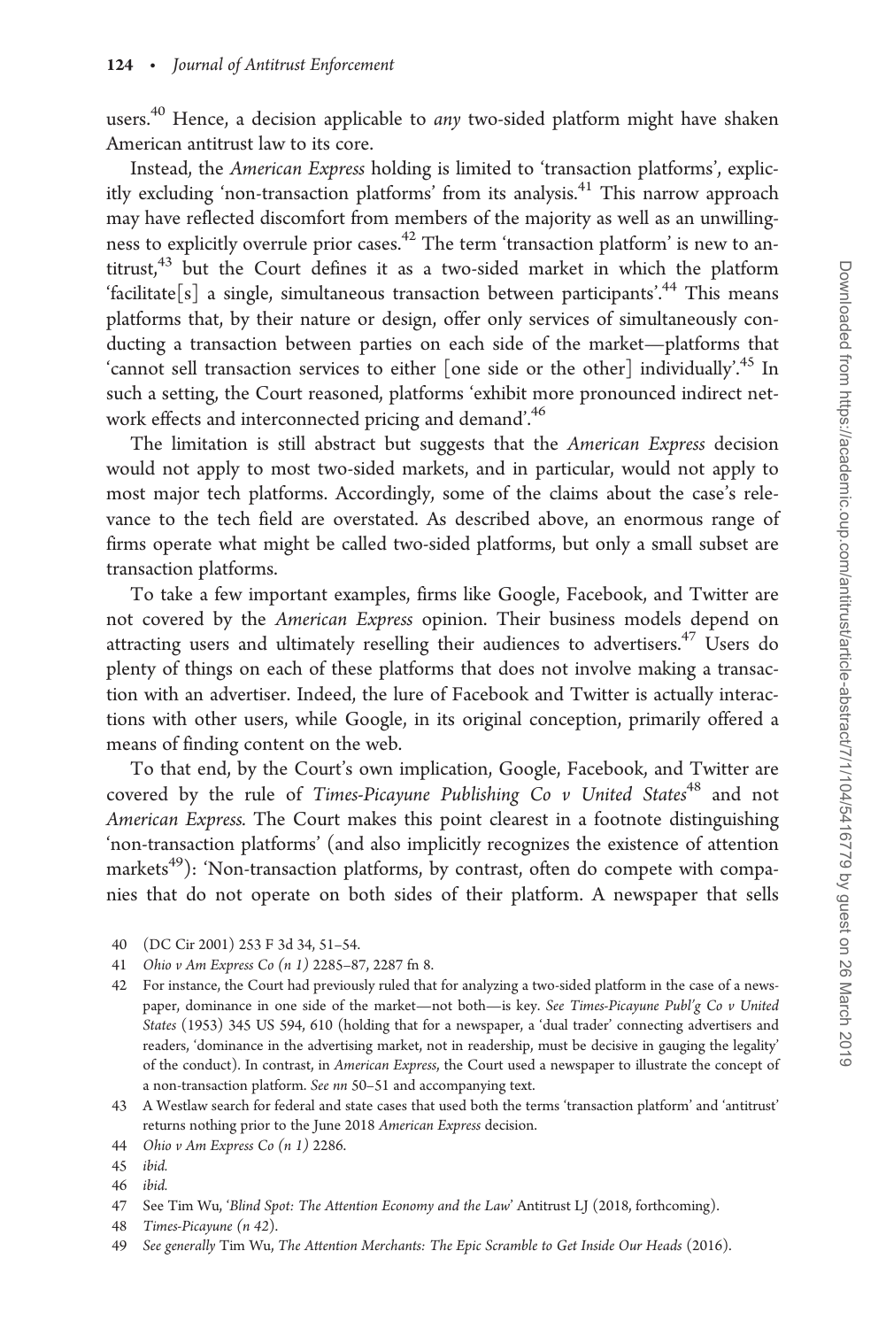users.[40] Hence, a decision applicable to *any* two-sided platform might have shaken American antitrust law to its core.

Instead, the *American Express* holding is limited to 'transaction platforms', explicitly excluding 'non-transaction platforms' from its analysis.[41] This narrow approach may have reflected discomfort from members of the majority as well as an unwillingness to explicitly overrule prior cases.[42] The term 'transaction platform' is new to antitrust,[43] but the Court defines it as a two-sided market in which the platform 'facilitate[s] a single, simultaneous transaction between participants'.[44] This means platforms that, by their nature or design, offer only services of simultaneously conducting a transaction between parties on each side of the market—platforms that 'cannot sell transaction services to either [one side or the other] individually'.[45] In such a setting, the Court reasoned, platforms 'exhibit more pronounced indirect network effects and interconnected pricing and demand'.[46]

The limitation is still abstract but suggests that the *American Express* decision would not apply to most two-sided markets, and in particular, would not apply to most major tech platforms. Accordingly, some of the claims about the case's relevance to the tech field are overstated. As described above, an enormous range of firms operate what might be called two-sided platforms, but only a small subset are transaction platforms.

To take a few important examples, firms like Google, Facebook, and Twitter are not covered by the *American Express* opinion. Their business models depend on attracting users and ultimately reselling their audiences to advertisers.[47] Users do plenty of things on each of these platforms that does not involve making a transaction with an advertiser. Indeed, the lure of Facebook and Twitter is actually interactions with other users, while Google, in its original conception, primarily offered a means of finding content on the web.

To that end, by the Court's own implication, Google, Facebook, and Twitter are covered by the rule of *Times-Picayune Publishing Co v United States*[48] and not *American Express.* The Court makes this point clearest in a footnote distinguishing 'non-transaction platforms' (and also implicitly recognizes the existence of attention markets[49]): 'Non-transaction platforms, by contrast, often do compete with companies that do not operate on both sides of their platform. A newspaper that sells

40 (DC Cir 2001) 253 F 3d 34, 51–54.

41 *Ohio v Am Express Co (n 1)* 2285–87, 2287 fn 8.

42 For instance, the Court had previously ruled that for analyzing a two-sided platform in the case of a newspaper, dominance in one side of the market—not both—is key. *See Times-Picayune Publ'g Co v United States* (1953) 345 US 594, 610 (holding that for a newspaper, a 'dual trader' connecting advertisers and readers, 'dominance in the advertising market, not in readership, must be decisive in gauging the legality' of the conduct). In contrast, in *American Express*, the Court used a newspaper to illustrate the concept of a non-transaction platform. *See nn* 50–51 and accompanying text.

43 A Westlaw search for federal and state cases that used both the terms 'transaction platform' and 'antitrust' returns nothing prior to the June 2018 *American Express* decision.

44 *Ohio v Am Express Co (n 1)* 2286.

45 *ibid.*

46 *ibid.*

47 See Tim Wu, '*Blind Spot: The Attention Economy and the Law*' Antitrust LJ (2018, forthcoming).

48 *Times-Picayune (n 42).*

49 *See generally* Tim Wu, *The Attention Merchants: The Epic Scramble to Get Inside Our Heads* (2016).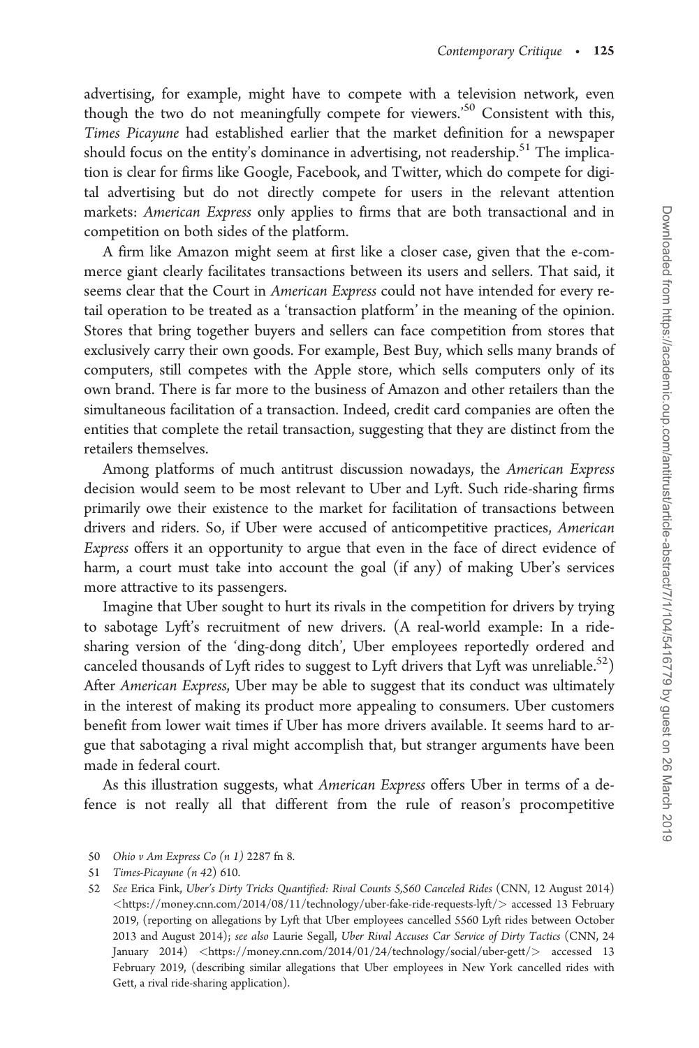advertising, for example, might have to compete with a television network, even though the two do not meaningfully compete for viewers.'[50] Consistent with this, *Times Picayune* had established earlier that the market definition for a newspaper should focus on the entity's dominance in advertising, not readership.[51] The implication is clear for firms like Google, Facebook, and Twitter, which do compete for digital advertising but do not directly compete for users in the relevant attention markets: *American Express* only applies to firms that are both transactional and in competition on both sides of the platform.

A firm like Amazon might seem at first like a closer case, given that the e-commerce giant clearly facilitates transactions between its users and sellers. That said, it seems clear that the Court in *American Express* could not have intended for every retail operation to be treated as a 'transaction platform' in the meaning of the opinion. Stores that bring together buyers and sellers can face competition from stores that exclusively carry their own goods. For example, Best Buy, which sells many brands of computers, still competes with the Apple store, which sells computers only of its own brand. There is far more to the business of Amazon and other retailers than the simultaneous facilitation of a transaction. Indeed, credit card companies are often the entities that complete the retail transaction, suggesting that they are distinct from the retailers themselves.

Among platforms of much antitrust discussion nowadays, the *American Express* decision would seem to be most relevant to Uber and Lyft. Such ride-sharing firms primarily owe their existence to the market for facilitation of transactions between drivers and riders. So, if Uber were accused of anticompetitive practices, *American Express* offers it an opportunity to argue that even in the face of direct evidence of harm, a court must take into account the goal (if any) of making Uber's services more attractive to its passengers.

Imagine that Uber sought to hurt its rivals in the competition for drivers by trying to sabotage Lyft's recruitment of new drivers. (A real-world example: In a ride-sharing version of the 'ding-dong ditch', Uber employees reportedly ordered and canceled thousands of Lyft rides to suggest to Lyft drivers that Lyft was unreliable.[52]) After *American Express*, Uber may be able to suggest that its conduct was ultimately in the interest of making its product more appealing to consumers. Uber customers benefit from lower wait times if Uber has more drivers available. It seems hard to argue that sabotaging a rival might accomplish that, but stranger arguments have been made in federal court.

As this illustration suggests, what *American Express* offers Uber in terms of a defence is not really all that different from the rule of reason's procompetitive

50 *Ohio v Am Express Co (n 1)* 2287 fn 8.

51 *Times-Picayune (n 42)* 610.

52 *See* Erica Fink, *Uber's Dirty Tricks Quantified: Rival Counts 5,560 Canceled Rides* (CNN, 12 August 2014) <https://money.cnn.com/2014/08/11/technology/uber-fake-ride-requests-lyft/> accessed 13 February 2019, (reporting on allegations by Lyft that Uber employees cancelled 5560 Lyft rides between October 2013 and August 2014); *see also* Laurie Segall, *Uber Rival Accuses Car Service of Dirty Tactics* (CNN, 24 January 2014) <https://money.cnn.com/2014/01/24/technology/social/uber-gett/> accessed 13 February 2019, (describing similar allegations that Uber employees in New York cancelled rides with Gett, a rival ride-sharing application).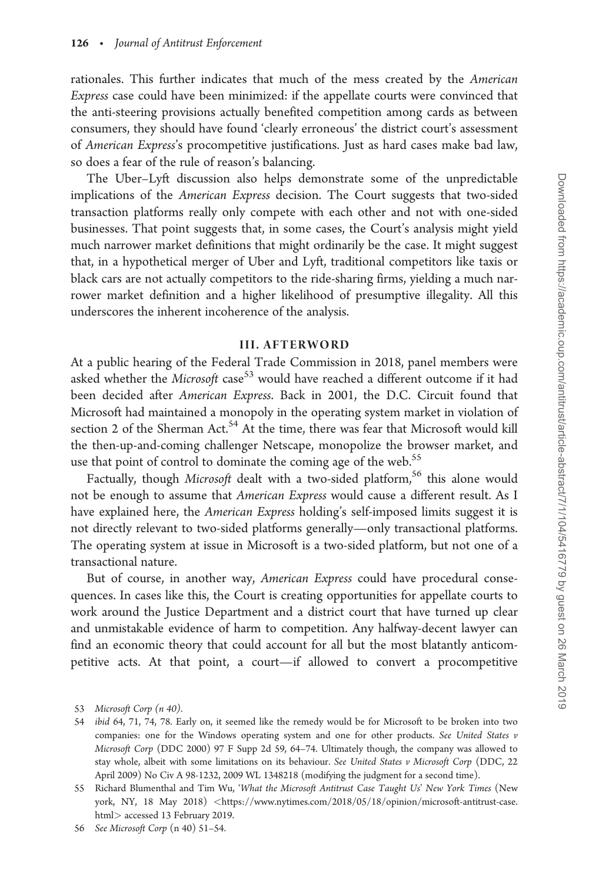rationales. This further indicates that much of the mess created by the *American Express* case could have been minimized: if the appellate courts were convinced that the anti-steering provisions actually benefited competition among cards as between consumers, they should have found 'clearly erroneous' the district court's assessment of *American Express*'s procompetitive justifications. Just as hard cases make bad law, so does a fear of the rule of reason's balancing.

The Uber–Lyft discussion also helps demonstrate some of the unpredictable implications of the *American Express* decision. The Court suggests that two-sided transaction platforms really only compete with each other and not with one-sided businesses. That point suggests that, in some cases, the Court's analysis might yield much narrower market definitions that might ordinarily be the case. It might suggest that, in a hypothetical merger of Uber and Lyft, traditional competitors like taxis or black cars are not actually competitors to the ride-sharing firms, yielding a much narrower market definition and a higher likelihood of presumptive illegality. All this underscores the inherent incoherence of the analysis.

## III. AFTERWORD

At a public hearing of the Federal Trade Commission in 2018, panel members were asked whether the *Microsoft* case[53] would have reached a different outcome if it had been decided after *American Express*. Back in 2001, the D.C. Circuit found that Microsoft had maintained a monopoly in the operating system market in violation of section 2 of the Sherman Act.[54] At the time, there was fear that Microsoft would kill the then-up-and-coming challenger Netscape, monopolize the browser market, and use that point of control to dominate the coming age of the web.[55]

Factually, though *Microsoft* dealt with a two-sided platform,[56] this alone would not be enough to assume that *American Express* would cause a different result. As I have explained here, the *American Express* holding's self-imposed limits suggest it is not directly relevant to two-sided platforms generally—only transactional platforms. The operating system at issue in Microsoft is a two-sided platform, but not one of a transactional nature.

But of course, in another way, *American Express* could have procedural consequences. In cases like this, the Court is creating opportunities for appellate courts to work around the Justice Department and a district court that have turned up clear and unmistakable evidence of harm to competition. Any halfway-decent lawyer can find an economic theory that could account for all but the most blatantly anticompetitive acts. At that point, a court—if allowed to convert a procompetitive

---

53 *Microsoft Corp* (n 40).

54 *ibid* 64, 71, 74, 78. Early on, it seemed like the remedy would be for Microsoft to be broken into two companies: one for the Windows operating system and one for other products. *See United States v Microsoft Corp* (DDC 2000) 97 F Supp 2d 59, 64–74. Ultimately though, the company was allowed to stay whole, albeit with some limitations on its behaviour. *See United States v Microsoft Corp* (DDC, 22 April 2009) No Civ A 98-1232, 2009 WL 1348218 (modifying the judgment for a second time).

55 Richard Blumenthal and Tim Wu, '*What the Microsoft Antitrust Case Taught Us*' *New York Times* (New york, NY, 18 May 2018) <https://www.nytimes.com/2018/05/18/opinion/microsoft-antitrust-case.html> accessed 13 February 2019.

56 *See Microsoft Corp* (n 40) 51–54.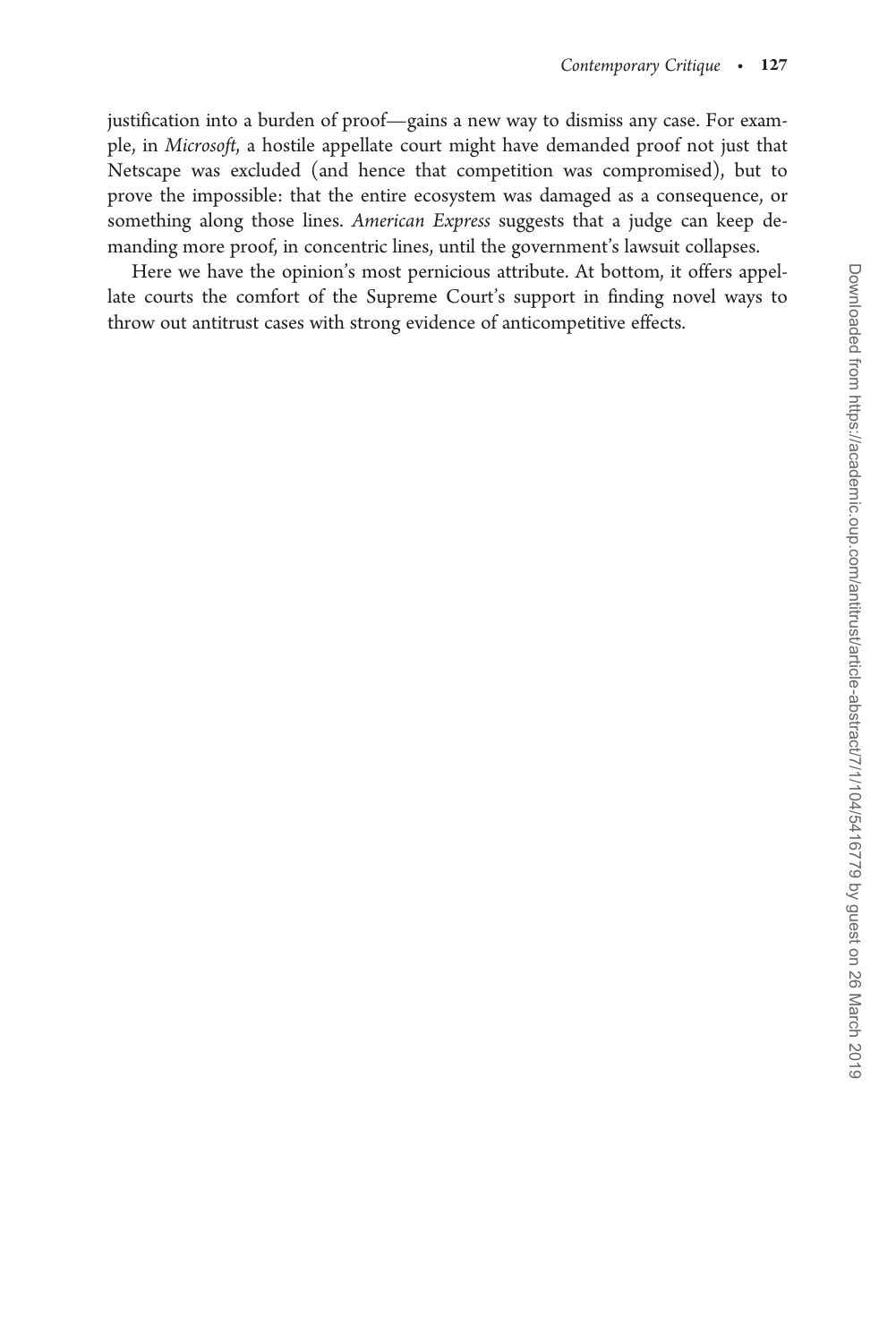justification into a burden of proof—gains a new way to dismiss any case. For example, in *Microsoft*, a hostile appellate court might have demanded proof not just that Netscape was excluded (and hence that competition was compromised), but to prove the impossible: that the entire ecosystem was damaged as a consequence, or something along those lines. *American Express* suggests that a judge can keep demanding more proof, in concentric lines, until the government's lawsuit collapses.

Here we have the opinion's most pernicious attribute. At bottom, it offers appellate courts the comfort of the Supreme Court's support in finding novel ways to throw out antitrust cases with strong evidence of anticompetitive effects.